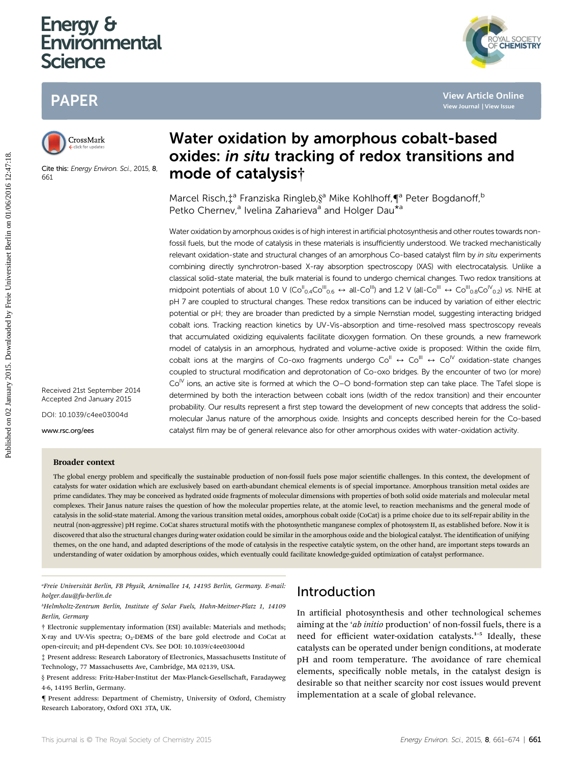# Water oxidation by amorphous cobalt-based oxides: *in situ* tracking of redox transitions and mode of catalysis†

Cite this: *Energy Environ. Sci.*, 2015, **8**, 661

Marcel Risch,‡[a] Franziska Ringleb,§[a] Mike Kohlhoff,¶[a] Peter Bogdanoff,[b] Petko Chernev,[a] Ivelina Zaharieva[a] and Holger Dau*[a]

Received 21st September 2014
Accepted 2nd January 2015

DOI: 10.1039/c4ee03004d

www.rsc.org/ees

Water oxidation by amorphous oxides is of high interest in artificial photosynthesis and other routes towards non-fossil fuels, but the mode of catalysis in these materials is insufficiently understood. We tracked mechanistically relevant oxidation-state and structural changes of an amorphous Co-based catalyst film by *in situ* experiments combining directly synchrotron-based X-ray absorption spectroscopy (XAS) with electrocatalysis. Unlike a classical solid-state material, the bulk material is found to undergo chemical changes. Two redox transitions at midpoint potentials of about 1.0 V ($Co^{II}_{0.4}Co^{III}_{0.6}$ ↔ all-$Co^{III}$) and 1.2 V (all-$Co^{III}$ ↔ $Co^{III}_{0.8}Co^{IV}_{0.2}$) *vs.* NHE at pH 7 are coupled to structural changes. These redox transitions can be induced by variation of either electric potential or pH; they are broader than predicted by a simple Nernstian model, suggesting interacting bridged cobalt ions. Tracking reaction kinetics by UV-Vis-absorption and time-resolved mass spectroscopy reveals that accumulated oxidizing equivalents facilitate dioxygen formation. On these grounds, a new framework model of catalysis in an amorphous, hydrated and volume-active oxide is proposed: Within the oxide film, cobalt ions at the margins of Co-oxo fragments undergo $Co^{II}$ ↔ $Co^{III}$ ↔ $Co^{IV}$ oxidation-state changes coupled to structural modification and deprotonation of Co-oxo bridges. By the encounter of two (or more) $Co^{IV}$ ions, an active site is formed at which the O–O bond-formation step can take place. The Tafel slope is determined by both the interaction between cobalt ions (width of the redox transition) and their encounter probability. Our results represent a first step toward the development of new concepts that address the solid-molecular Janus nature of the amorphous oxide. Insights and concepts described herein for the Co-based catalyst film may be of general relevance also for other amorphous oxides with water-oxidation activity.

### Broader context

The global energy problem and specifically the sustainable production of non-fossil fuels pose major scientific challenges. In this context, the development of catalysts for water oxidation which are exclusively based on earth-abundant chemical elements is of special importance. Amorphous transition metal oxides are prime candidates. They may be conceived as hydrated oxide fragments of molecular dimensions with properties of both solid oxide materials and molecular metal complexes. Their Janus nature raises the question of how the molecular properties relate, at the atomic level, to reaction mechanisms and the general mode of catalysis in the solid-state material. Among the various transition metal oxides, amorphous cobalt oxide (CoCat) is a prime choice due to its self-repair ability in the neutral (non-aggressive) pH regime. CoCat shares structural motifs with the photosynthetic manganese complex of photosystem II, as established before. Now it is discovered that also the structural changes during water oxidation could be similar in the amorphous oxide and the biological catalyst. The identification of unifying themes, on the one hand, and adapted descriptions of the mode of catalysis in the respective catalytic system, on the other hand, are important steps towards an understanding of water oxidation by amorphous oxides, which eventually could facilitate knowledge-guided optimization of catalyst performance.

[a] Freie Universität Berlin, FB Physik, Arnimallee 14, 14195 Berlin, Germany. E-mail: holger.dau@fu-berlin.de

[b] Helmholtz-Zentrum Berlin, Institute of Solar Fuels, Hahn-Meitner-Platz 1, 14109 Berlin, Germany

† Electronic supplementary information (ESI) available: Materials and methods; X-ray and UV-Vis spectra; $O_2$-DEMS of the bare gold electrode and CoCat at open-circuit; and pH-dependent CVs. See DOI: 10.1039/c4ee03004d

‡ Present address: Research Laboratory of Electronics, Massachusetts Institute of Technology, 77 Massachusetts Ave, Cambridge, MA 02139, USA.

§ Present address: Fritz-Haber-Institut der Max-Planck-Gesellschaft, Faradayweg 4-6, 14195 Berlin, Germany.

¶ Present address: Department of Chemistry, University of Oxford, Chemistry Research Laboratory, Oxford OX1 3TA, UK.

## Introduction

In artificial photosynthesis and other technological schemes aiming at the '*ab initio* production' of non-fossil fuels, there is a need for efficient water-oxidation catalysts.[1–5] Ideally, these catalysts can be operated under benign conditions, at moderate pH and room temperature. The avoidance of rare chemical elements, specifically noble metals, in the catalyst design is desirable so that neither scarcity nor cost issues would prevent implementation at a scale of global relevance.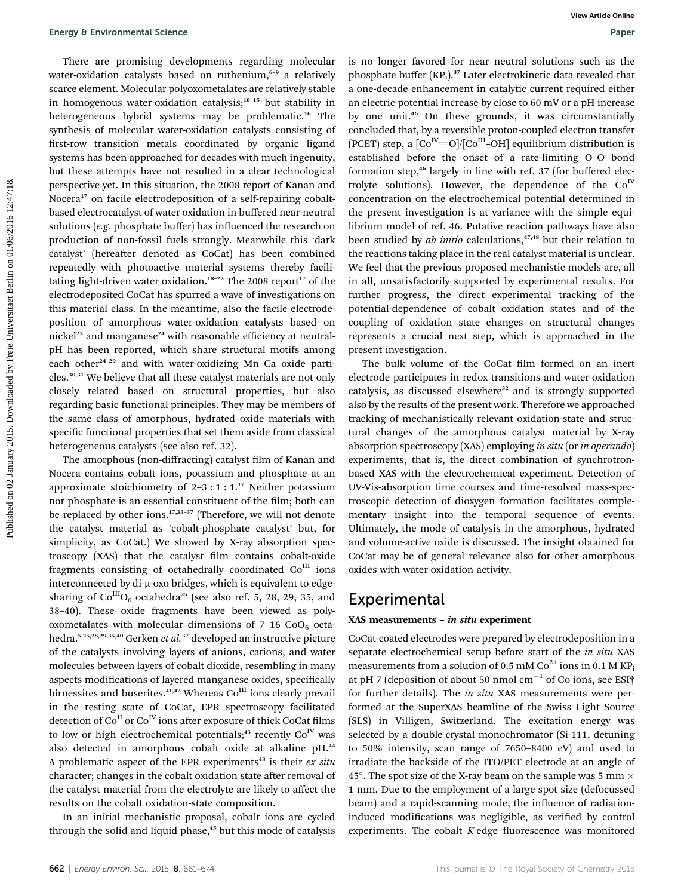There are promising developments regarding molecular water-oxidation catalysts based on ruthenium,[6–9] a relatively scarce element. Molecular polyoxometalates are relatively stable in homogenous water-oxidation catalysis;[10–15] but stability in heterogeneous hybrid systems may be problematic.[16] The synthesis of molecular water-oxidation catalysts consisting of first-row transition metals coordinated by organic ligand systems has been approached for decades with much ingenuity, but these attempts have not resulted in a clear technological perspective yet. In this situation, the 2008 report of Kanan and Nocera[17] on facile electrodeposition of a self-repairing cobalt-based electrocatalyst of water oxidation in buffered near-neutral solutions (*e.g.* phosphate buffer) has influenced the research on production of non-fossil fuels strongly. Meanwhile this 'dark catalyst' (hereafter denoted as CoCat) has been combined repeatedly with photoactive material systems thereby facilitating light-driven water oxidation.[18–22] The 2008 report[17] of the electrodeposited CoCat has spurred a wave of investigations on this material class. In the meantime, also the facile electrodeposition of amorphous water-oxidation catalysts based on nickel[23] and manganese[24] with reasonable efficiency at neutral-pH has been reported, which share structural motifs among each other[24–29] and with water-oxidizing Mn–Ca oxide particles.[30,31] We believe that all these catalyst materials are not only closely related based on structural properties, but also regarding basic functional principles. They may be members of the same class of amorphous, hydrated oxide materials with specific functional properties that set them aside from classical heterogeneous catalysts (see also ref. 32).

The amorphous (non-diffracting) catalyst film of Kanan and Nocera contains cobalt ions, potassium and phosphate at an approximate stoichiometry of 2–3 : 1 : 1.[17] Neither potassium nor phosphate is an essential constituent of the film; both can be replaced by other ions.[17,33–37] (Therefore, we will not denote the catalyst material as 'cobalt-phosphate catalyst' but, for simplicity, as CoCat.) We showed by X-ray absorption spectroscopy (XAS) that the catalyst film contains cobalt-oxide fragments consisting of octahedrally coordinated $Co^{III}$ ions interconnected by di-μ-oxo bridges, which is equivalent to edge-sharing of $Co^{III}O_6$ octahedra[25] (see also ref. 5, 28, 29, 35, and 38–40). These oxide fragments have been viewed as polyoxometalates with molecular dimensions of 7–16 $CoO_6$ octahedra.[5,25,28,29,35,40] Gerken *et al.*[37] developed an instructive picture of the catalysts involving layers of anions, cations, and water molecules between layers of cobalt dioxide, resembling in many aspects modifications of layered manganese oxides, specifically birnessites and buserites.[41,42] Whereas $Co^{III}$ ions clearly prevail in the resting state of CoCat, EPR spectroscopy facilitated detection of $Co^{II}$ or $Co^{IV}$ ions after exposure of thick CoCat films to low or high electrochemical potentials;[43] recently $Co^{IV}$ was also detected in amorphous cobalt oxide at alkaline pH.[44] A problematic aspect of the EPR experiments[43] is their *ex situ* character; changes in the cobalt oxidation state after removal of the catalyst material from the electrolyte are likely to affect the results on the cobalt oxidation-state composition.

In an initial mechanistic proposal, cobalt ions are cycled through the solid and liquid phase,[45] but this mode of catalysis is no longer favored for near neutral solutions such as the phosphate buffer ($KP_i$).[37] Later electrokinetic data revealed that a one-decade enhancement in catalytic current required either an electric-potential increase by close to 60 mV or a pH increase by one unit.[46] On these grounds, it was circumstantially concluded that, by a reversible proton-coupled electron transfer (PCET) step, a $[Co^{IV}{=}O]/[Co^{III}{-}OH]$ equilibrium distribution is established before the onset of a rate-limiting O–O bond formation step,[46] largely in line with ref. 37 (for buffered electrolyte solutions). However, the dependence of the $Co^{IV}$ concentration on the electrochemical potential determined in the present investigation is at variance with the simple equilibrium model of ref. 46. Putative reaction pathways have also been studied by *ab initio* calculations,[47,48] but their relation to the reactions taking place in the real catalyst material is unclear. We feel that the previous proposed mechanistic models are, all in all, unsatisfactorily supported by experimental results. For further progress, the direct experimental tracking of the potential-dependence of cobalt oxidation states and of the coupling of oxidation state changes on structural changes represents a crucial next step, which is approached in the present investigation.

The bulk volume of the CoCat film formed on an inert electrode participates in redox transitions and water-oxidation catalysis, as discussed elsewhere[32] and is strongly supported also by the results of the present work. Therefore we approached tracking of mechanistically relevant oxidation-state and structural changes of the amorphous catalyst material by X-ray absorption spectroscopy (XAS) employing *in situ* (or *in operando*) experiments, that is, the direct combination of synchrotron-based XAS with the electrochemical experiment. Detection of UV-Vis-absorption time courses and time-resolved mass-spectroscopic detection of dioxygen formation facilitates complementary insight into the temporal sequence of events. Ultimately, the mode of catalysis in the amorphous, hydrated and volume-active oxide is discussed. The insight obtained for CoCat may be of general relevance also for other amorphous oxides with water-oxidation activity.

## Experimental

### XAS measurements – *in situ* experiment

CoCat-coated electrodes were prepared by electrodeposition in a separate electrochemical setup before start of the *in situ* XAS measurements from a solution of 0.5 mM $Co^{2+}$ ions in 0.1 M $KP_i$ at pH 7 (deposition of about 50 nmol $cm^{-1}$ of Co ions, see ESI† for further details). The *in situ* XAS measurements were performed at the SuperXAS beamline of the Swiss Light Source (SLS) in Villigen, Switzerland. The excitation energy was selected by a double-crystal monochromator (Si-111, detuning to 50% intensity, scan range of 7650–8400 eV) and used to irradiate the backside of the ITO/PET electrode at an angle of 45°. The spot size of the X-ray beam on the sample was 5 mm × 1 mm. Due to the employment of a large spot size (defocussed beam) and a rapid-scanning mode, the influence of radiation-induced modifications was negligible, as verified by control experiments. The cobalt *K*-edge fluorescence was monitored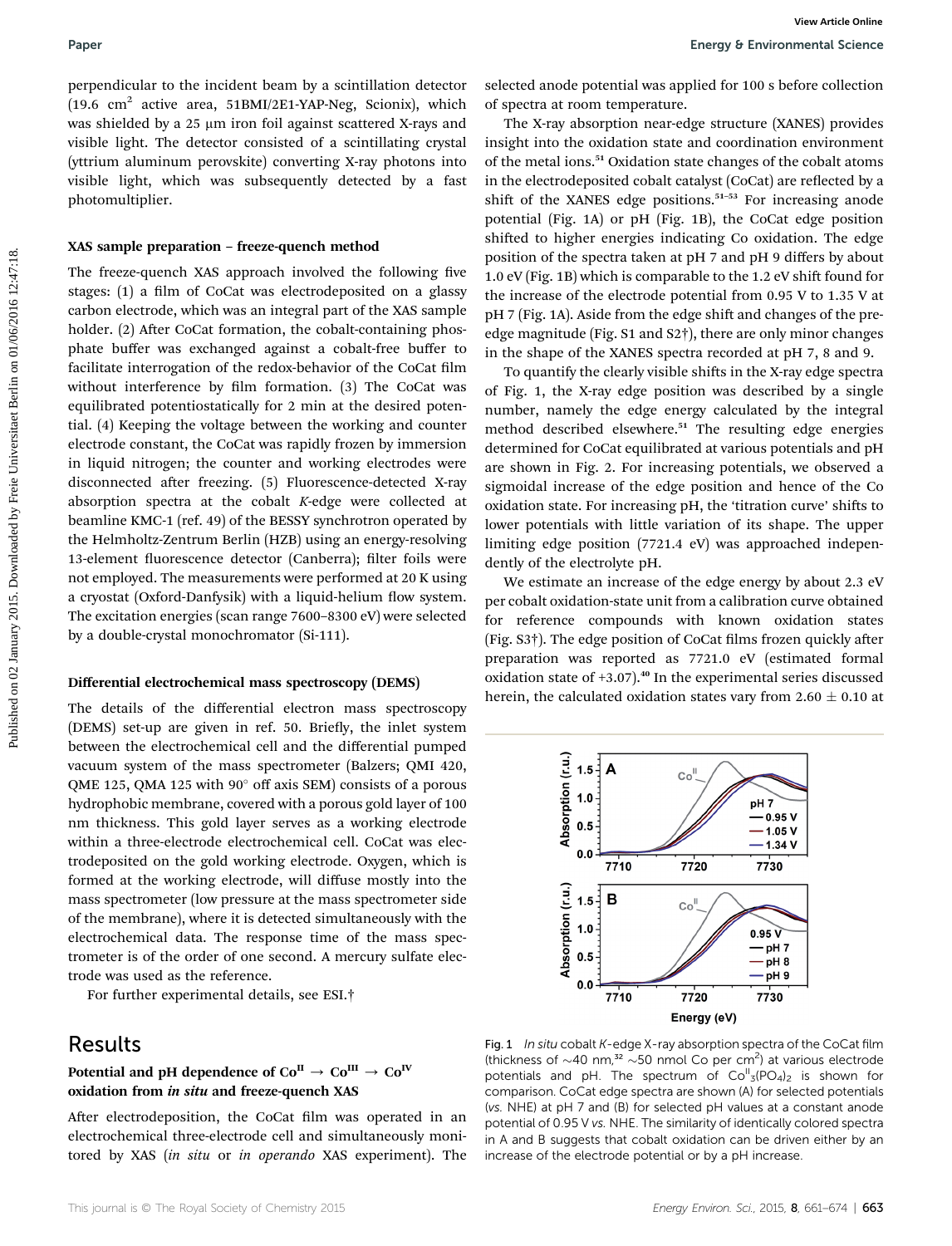perpendicular to the incident beam by a scintillation detector (19.6 $cm^2$ active area, 51BMI/2E1-YAP-Neg, Scionix), which was shielded by a 25 μm iron foil against scattered X-rays and visible light. The detector consisted of a scintillating crystal (yttrium aluminum perovskite) converting X-ray photons into visible light, which was subsequently detected by a fast photomultiplier.

### XAS sample preparation – freeze-quench method

The freeze-quench XAS approach involved the following five stages: (1) a film of CoCat was electrodeposited on a glassy carbon electrode, which was an integral part of the XAS sample holder. (2) After CoCat formation, the cobalt-containing phosphate buffer was exchanged against a cobalt-free buffer to facilitate interrogation of the redox-behavior of the CoCat film without interference by film formation. (3) The CoCat was equilibrated potentiostatically for 2 min at the desired potential. (4) Keeping the voltage between the working and counter electrode constant, the CoCat was rapidly frozen by immersion in liquid nitrogen; the counter and working electrodes were disconnected after freezing. (5) Fluorescence-detected X-ray absorption spectra at the cobalt *K*-edge were collected at beamline KMC-1 (ref. 49) of the BESSY synchrotron operated by the Helmholtz-Zentrum Berlin (HZB) using an energy-resolving 13-element fluorescence detector (Canberra); filter foils were not employed. The measurements were performed at 20 K using a cryostat (Oxford-Danfysik) with a liquid-helium flow system. The excitation energies (scan range 7600–8300 eV) were selected by a double-crystal monochromator (Si-111).

### Differential electrochemical mass spectroscopy (DEMS)

The details of the differential electron mass spectroscopy (DEMS) set-up are given in ref. 50. Briefly, the inlet system between the electrochemical cell and the differential pumped vacuum system of the mass spectrometer (Balzers; QMI 420, QME 125, QMA 125 with 90° off axis SEM) consists of a porous hydrophobic membrane, covered with a porous gold layer of 100 nm thickness. This gold layer serves as a working electrode within a three-electrode electrochemical cell. CoCat was electrodeposited on the gold working electrode. Oxygen, which is formed at the working electrode, will diffuse mostly into the mass spectrometer (low pressure at the mass spectrometer side of the membrane), where it is detected simultaneously with the electrochemical data. The response time of the mass spectrometer is of the order of one second. A mercury sulfate electrode was used as the reference.

For further experimental details, see ESI.†

## Results

### Potential and pH dependence of $Co^{II} \rightarrow Co^{III} \rightarrow Co^{IV}$ oxidation from *in situ* and freeze-quench XAS

After electrodeposition, the CoCat film was operated in an electrochemical three-electrode cell and simultaneously monitored by XAS (*in situ* or *in operando* XAS experiment). The selected anode potential was applied for 100 s before collection of spectra at room temperature.

The X-ray absorption near-edge structure (XANES) provides insight into the oxidation state and coordination environment of the metal ions.[51] Oxidation state changes of the cobalt atoms in the electrodeposited cobalt catalyst (CoCat) are reflected by a shift of the XANES edge positions.[51–53] For increasing anode potential (Fig. 1A) or pH (Fig. 1B), the CoCat edge position shifted to higher energies indicating Co oxidation. The edge position of the spectra taken at pH 7 and pH 9 differs by about 1.0 eV (Fig. 1B) which is comparable to the 1.2 eV shift found for the increase of the electrode potential from 0.95 V to 1.35 V at pH 7 (Fig. 1A). Aside from the edge shift and changes of the pre-edge magnitude (Fig. S1 and S2†), there are only minor changes in the shape of the XANES spectra recorded at pH 7, 8 and 9.

To quantify the clearly visible shifts in the X-ray edge spectra of Fig. 1, the X-ray edge position was described by a single number, namely the edge energy calculated by the integral method described elsewhere.[51] The resulting edge energies determined for CoCat equilibrated at various potentials and pH are shown in Fig. 2. For increasing potentials, we observed a sigmoidal increase of the edge position and hence of the Co oxidation state. For increasing pH, the 'titration curve' shifts to lower potentials with little variation of its shape. The upper limiting edge position (7721.4 eV) was approached independently of the electrolyte pH.

We estimate an increase of the edge energy by about 2.3 eV per cobalt oxidation-state unit from a calibration curve obtained for reference compounds with known oxidation states (Fig. S3†). The edge position of CoCat films frozen quickly after preparation was reported as 7721.0 eV (estimated formal oxidation state of +3.07).[40] In the experimental series discussed herein, the calculated oxidation states vary from 2.60 ± 0.10 at

Fig. 1 *In situ* cobalt *K*-edge X-ray absorption spectra of the CoCat film (thickness of ~40 nm,[32] ~50 nmol Co per $cm^2$) at various electrode potentials and pH. The spectrum of $Co^{II}_3(PO_4)_2$ is shown for comparison. CoCat edge spectra are shown (A) for selected potentials (*vs.* NHE) at pH 7 and (B) for selected pH values at a constant anode potential of 0.95 V *vs.* NHE. The similarity of identically colored spectra in A and B suggests that cobalt oxidation can be driven either by an increase of the electrode potential or by a pH increase.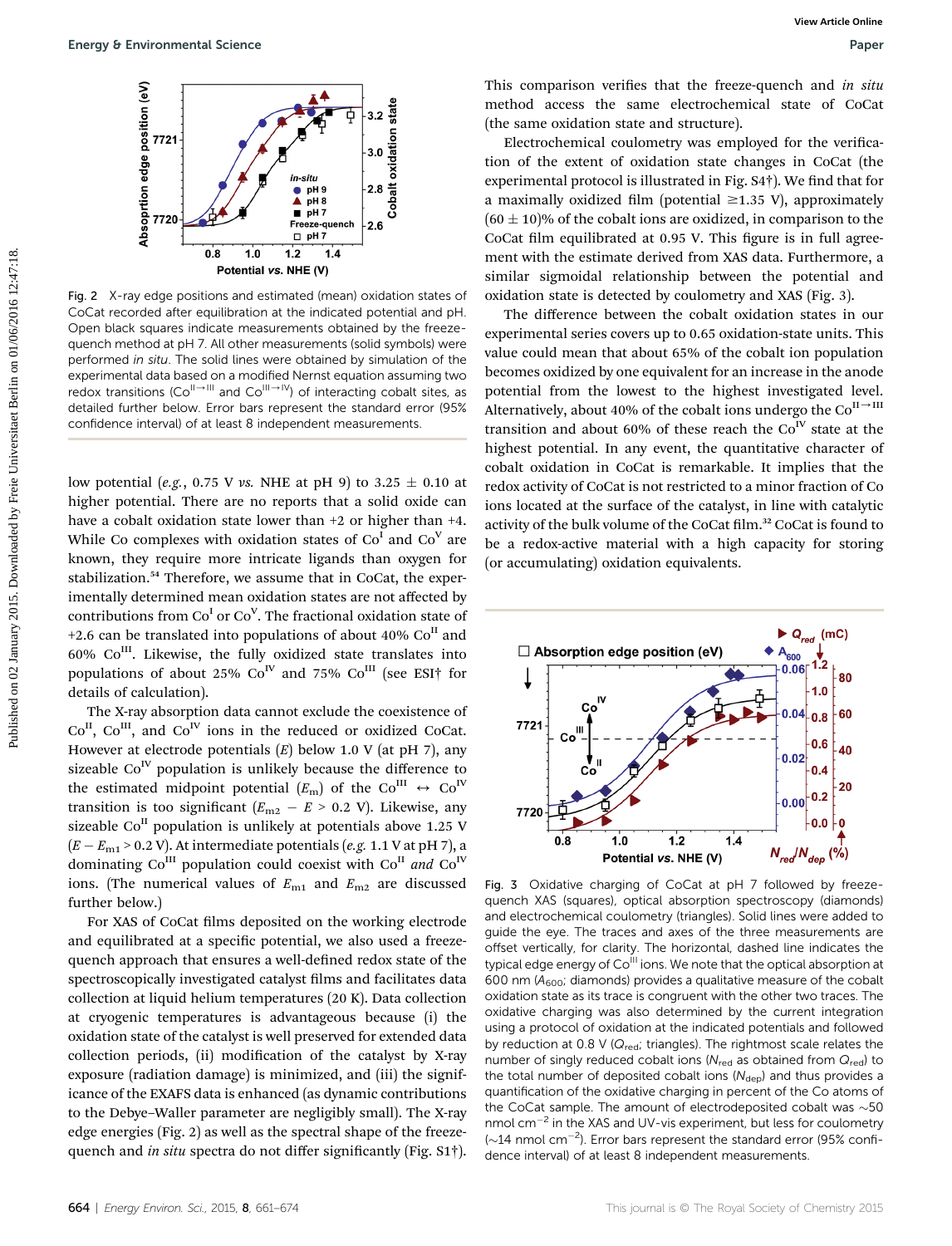Fig. 2 X-ray edge positions and estimated (mean) oxidation states of CoCat recorded after equilibration at the indicated potential and pH. Open black squares indicate measurements obtained by the freeze-quench method at pH 7. All other measurements (solid symbols) were performed *in situ*. The solid lines were obtained by simulation of the experimental data based on a modified Nernst equation assuming two redox transitions ($Co^{II\rightarrow III}$ and $Co^{III\rightarrow IV}$) of interacting cobalt sites, as detailed further below. Error bars represent the standard error (95% confidence interval) of at least 8 independent measurements.

low potential (*e.g.*, 0.75 V *vs.* NHE at pH 9) to 3.25 ± 0.10 at higher potential. There are no reports that a solid oxide can have a cobalt oxidation state lower than +2 or higher than +4. While Co complexes with oxidation states of $Co^{I}$ and $Co^{V}$ are known, they require more intricate ligands than oxygen for stabilization.[54] Therefore, we assume that in CoCat, the experimentally determined mean oxidation states are not affected by contributions from $Co^{I}$ or $Co^{V}$. The fractional oxidation state of +2.6 can be translated into populations of about 40% $Co^{II}$ and 60% $Co^{III}$. Likewise, the fully oxidized state translates into populations of about 25% $Co^{IV}$ and 75% $Co^{III}$ (see ESI† for details of calculation).

The X-ray absorption data cannot exclude the coexistence of $Co^{II}$, $Co^{III}$, and $Co^{IV}$ ions in the reduced or oxidized CoCat. However at electrode potentials ($E$) below 1.0 V (at pH 7), any sizeable $Co^{IV}$ population is unlikely because the difference to the estimated midpoint potential ($E_m$) of the $Co^{III} \leftrightarrow Co^{IV}$ transition is too significant ($E_{m2} - E > 0.2$ V). Likewise, any sizeable $Co^{II}$ population is unlikely at potentials above 1.25 V ($E - E_{m1} > 0.2$ V). At intermediate potentials (*e.g.* 1.1 V at pH 7), a dominating $Co^{III}$ population could coexist with $Co^{II}$ *and* $Co^{IV}$ ions. (The numerical values of $E_{m1}$ and $E_{m2}$ are discussed further below.)

For XAS of CoCat films deposited on the working electrode and equilibrated at a specific potential, we also used a freeze-quench approach that ensures a well-defined redox state of the spectroscopically investigated catalyst films and facilitates data collection at liquid helium temperatures (20 K). Data collection at cryogenic temperatures is advantageous because (i) the oxidation state of the catalyst is well preserved for extended data collection periods, (ii) modification of the catalyst by X-ray exposure (radiation damage) is minimized, and (iii) the significance of the EXAFS data is enhanced (as dynamic contributions to the Debye–Waller parameter are negligibly small). The X-ray edge energies (Fig. 2) as well as the spectral shape of the freeze-quench and *in situ* spectra do not differ significantly (Fig. S1†). This comparison verifies that the freeze-quench and *in situ* method access the same electrochemical state of CoCat (the same oxidation state and structure).

Electrochemical coulometry was employed for the verification of the extent of oxidation state changes in CoCat (the experimental protocol is illustrated in Fig. S4†). We find that for a maximally oxidized film (potential ≥1.35 V), approximately (60 ± 10)% of the cobalt ions are oxidized, in comparison to the CoCat film equilibrated at 0.95 V. This figure is in full agreement with the estimate derived from XAS data. Furthermore, a similar sigmoidal relationship between the potential and oxidation state is detected by coulometry and XAS (Fig. 3).

The difference between the cobalt oxidation states in our experimental series covers up to 0.65 oxidation-state units. This value could mean that about 65% of the cobalt ion population becomes oxidized by one equivalent for an increase in the anode potential from the lowest to the highest investigated level. Alternatively, about 40% of the cobalt ions undergo the $Co^{II\rightarrow III}$ transition and about 60% of these reach the $Co^{IV}$ state at the highest potential. In any event, the quantitative character of cobalt oxidation in CoCat is remarkable. It implies that the redox activity of CoCat is not restricted to a minor fraction of Co ions located at the surface of the catalyst, in line with catalytic activity of the bulk volume of the CoCat film.[32] CoCat is found to be a redox-active material with a high capacity for storing (or accumulating) oxidation equivalents.

Fig. 3 Oxidative charging of CoCat at pH 7 followed by freeze-quench XAS (squares), optical absorption spectroscopy (diamonds) and electrochemical coulometry (triangles). Solid lines were added to guide the eye. The traces and axes of the three measurements are offset vertically, for clarity. The horizontal, dashed line indicates the typical edge energy of $Co^{III}$ ions. We note that the optical absorption at 600 nm ($A_{600}$; diamonds) provides a qualitative measure of the cobalt oxidation state as its trace is congruent with the other two traces. The oxidative charging was also determined by the current integration using a protocol of oxidation at the indicated potentials and followed by reduction at 0.8 V ($Q_{red}$; triangles). The rightmost scale relates the number of singly reduced cobalt ions ($N_{red}$ as obtained from $Q_{red}$) to the total number of deposited cobalt ions ($N_{dep}$) and thus provides a quantification of the oxidative charging in percent of the Co atoms of the CoCat sample. The amount of electrodeposited cobalt was ~50 nmol cm$^{-2}$ in the XAS and UV-vis experiment, but less for coulometry (~14 nmol cm$^{-2}$). Error bars represent the standard error (95% confidence interval) of at least 8 independent measurements.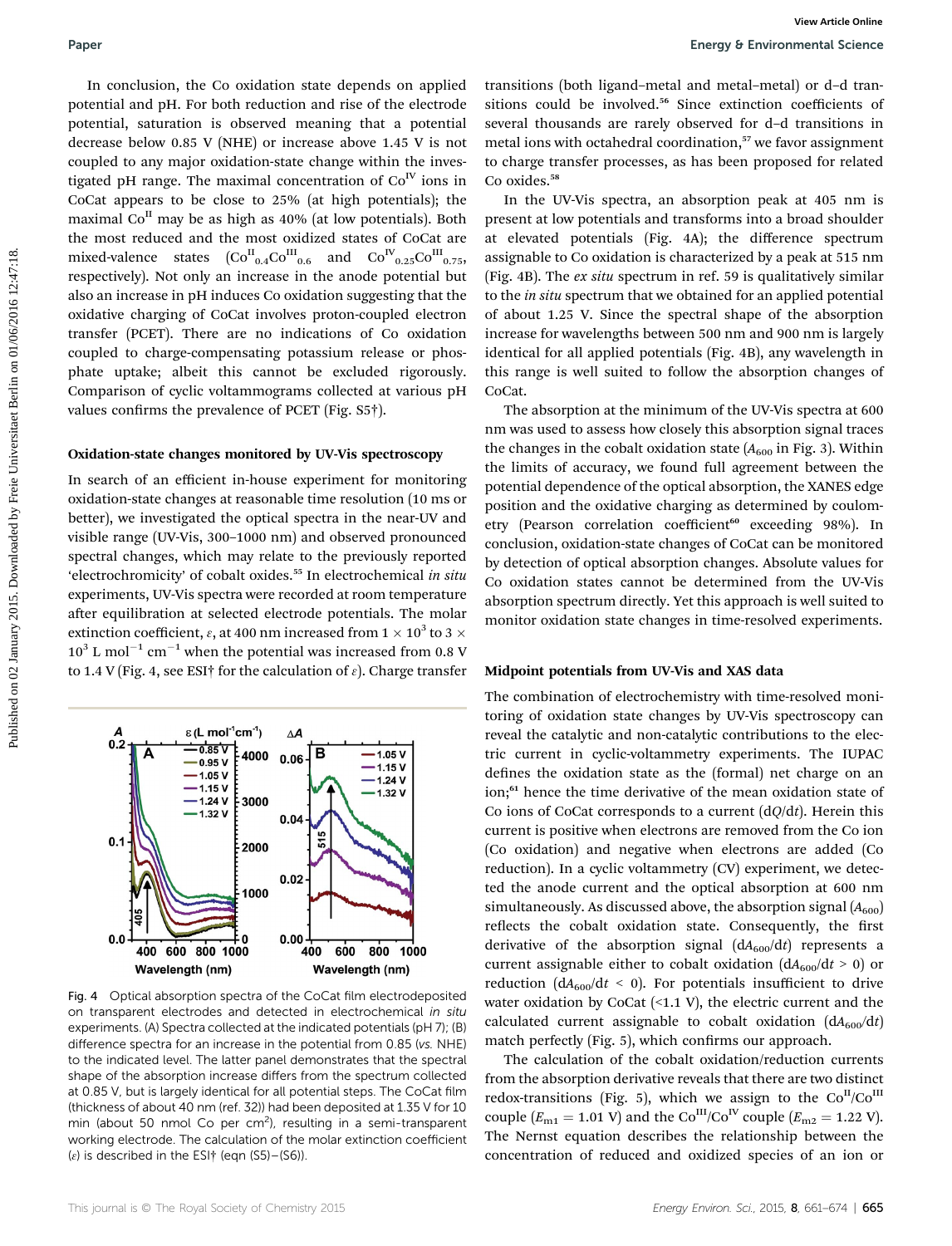In conclusion, the Co oxidation state depends on applied potential and pH. For both reduction and rise of the electrode potential, saturation is observed meaning that a potential decrease below 0.85 V (NHE) or increase above 1.45 V is not coupled to any major oxidation-state change within the investigated pH range. The maximal concentration of $Co^{IV}$ ions in CoCat appears to be close to 25% (at high potentials); the maximal $Co^{II}$ may be as high as 40% (at low potentials). Both the most reduced and the most oxidized states of CoCat are mixed-valence states ($Co^{II}_{0.4}Co^{III}_{0.6}$ and $Co^{IV}_{0.25}Co^{III}_{0.75}$, respectively). Not only an increase in the anode potential but also an increase in pH induces Co oxidation suggesting that the oxidative charging of CoCat involves proton-coupled electron transfer (PCET). There are no indications of Co oxidation coupled to charge-compensating potassium release or phosphate uptake; albeit this cannot be excluded rigorously. Comparison of cyclic voltammograms collected at various pH values confirms the prevalence of PCET (Fig. S5†).

### Oxidation-state changes monitored by UV-Vis spectroscopy

In search of an efficient in-house experiment for monitoring oxidation-state changes at reasonable time resolution (10 ms or better), we investigated the optical spectra in the near-UV and visible range (UV-Vis, 300–1000 nm) and observed pronounced spectral changes, which may relate to the previously reported 'electrochromicity' of cobalt oxides.[55] In electrochemical *in situ* experiments, UV-Vis spectra were recorded at room temperature after equilibration at selected electrode potentials. The molar extinction coefficient, $\varepsilon$, at 400 nm increased from $1 \times 10^3$ to $3 \times 10^3$ L mol$^{-1}$ cm$^{-1}$ when the potential was increased from 0.8 V to 1.4 V (Fig. 4, see ESI† for the calculation of $\varepsilon$). Charge transfer transitions (both ligand–metal and metal–metal) or d–d transitions could be involved.[56] Since extinction coefficients of several thousands are rarely observed for d–d transitions in metal ions with octahedral coordination,[57] we favor assignment to charge transfer processes, as has been proposed for related Co oxides.[58]

Fig. 4 Optical absorption spectra of the CoCat film electrodeposited on transparent electrodes and detected in electrochemical *in situ* experiments. (A) Spectra collected at the indicated potentials (pH 7); (B) difference spectra for an increase in the potential from 0.85 (*vs.* NHE) to the indicated level. The latter panel demonstrates that the spectral shape of the absorption increase differs from the spectrum collected at 0.85 V, but is largely identical for all potential steps. The CoCat film (thickness of about 40 nm (ref. 32)) had been deposited at 1.35 V for 10 min (about 50 nmol Co per cm$^2$), resulting in a semi-transparent working electrode. The calculation of the molar extinction coefficient ($\varepsilon$) is described in the ESI† (eqn (S5)–(S6)).

In the UV-Vis spectra, an absorption peak at 405 nm is present at low potentials and transforms into a broad shoulder at elevated potentials (Fig. 4A); the difference spectrum assignable to Co oxidation is characterized by a peak at 515 nm (Fig. 4B). The *ex situ* spectrum in ref. 59 is qualitatively similar to the *in situ* spectrum that we obtained for an applied potential of about 1.25 V. Since the spectral shape of the absorption increase for wavelengths between 500 nm and 900 nm is largely identical for all applied potentials (Fig. 4B), any wavelength in this range is well suited to follow the absorption changes of CoCat.

The absorption at the minimum of the UV-Vis spectra at 600 nm was used to assess how closely this absorption signal traces the changes in the cobalt oxidation state ($A_{600}$ in Fig. 3). Within the limits of accuracy, we found full agreement between the potential dependence of the optical absorption, the XANES edge position and the oxidative charging as determined by coulometry (Pearson correlation coefficient[60] exceeding 98%). In conclusion, oxidation-state changes of CoCat can be monitored by detection of optical absorption changes. Absolute values for Co oxidation states cannot be determined from the UV-Vis absorption spectrum directly. Yet this approach is well suited to monitor oxidation state changes in time-resolved experiments.

### Midpoint potentials from UV-Vis and XAS data

The combination of electrochemistry with time-resolved monitoring of oxidation state changes by UV-Vis spectroscopy can reveal the catalytic and non-catalytic contributions to the electric current in cyclic-voltammetry experiments. The IUPAC defines the oxidation state as the (formal) net charge on an ion;[61] hence the time derivative of the mean oxidation state of Co ions of CoCat corresponds to a current ($dQ/dt$). Herein this current is positive when electrons are removed from the Co ion (Co oxidation) and negative when electrons are added (Co reduction). In a cyclic voltammetry (CV) experiment, we detected the anode current and the optical absorption at 600 nm simultaneously. As discussed above, the absorption signal ($A_{600}$) reflects the cobalt oxidation state. Consequently, the first derivative of the absorption signal ($dA_{600}/dt$) represents a current assignable either to cobalt oxidation ($dA_{600}/dt > 0$) or reduction ($dA_{600}/dt < 0$). For potentials insufficient to drive water oxidation by CoCat (<1.1 V), the electric current and the calculated current assignable to cobalt oxidation ($dA_{600}/dt$) match perfectly (Fig. 5), which confirms our approach.

The calculation of the cobalt oxidation/reduction currents from the absorption derivative reveals that there are two distinct redox-transitions (Fig. 5), which we assign to the $Co^{II}/Co^{III}$ couple ($E_{m1} = 1.01$ V) and the $Co^{III}/Co^{IV}$ couple ($E_{m2} = 1.22$ V). The Nernst equation describes the relationship between the concentration of reduced and oxidized species of an ion or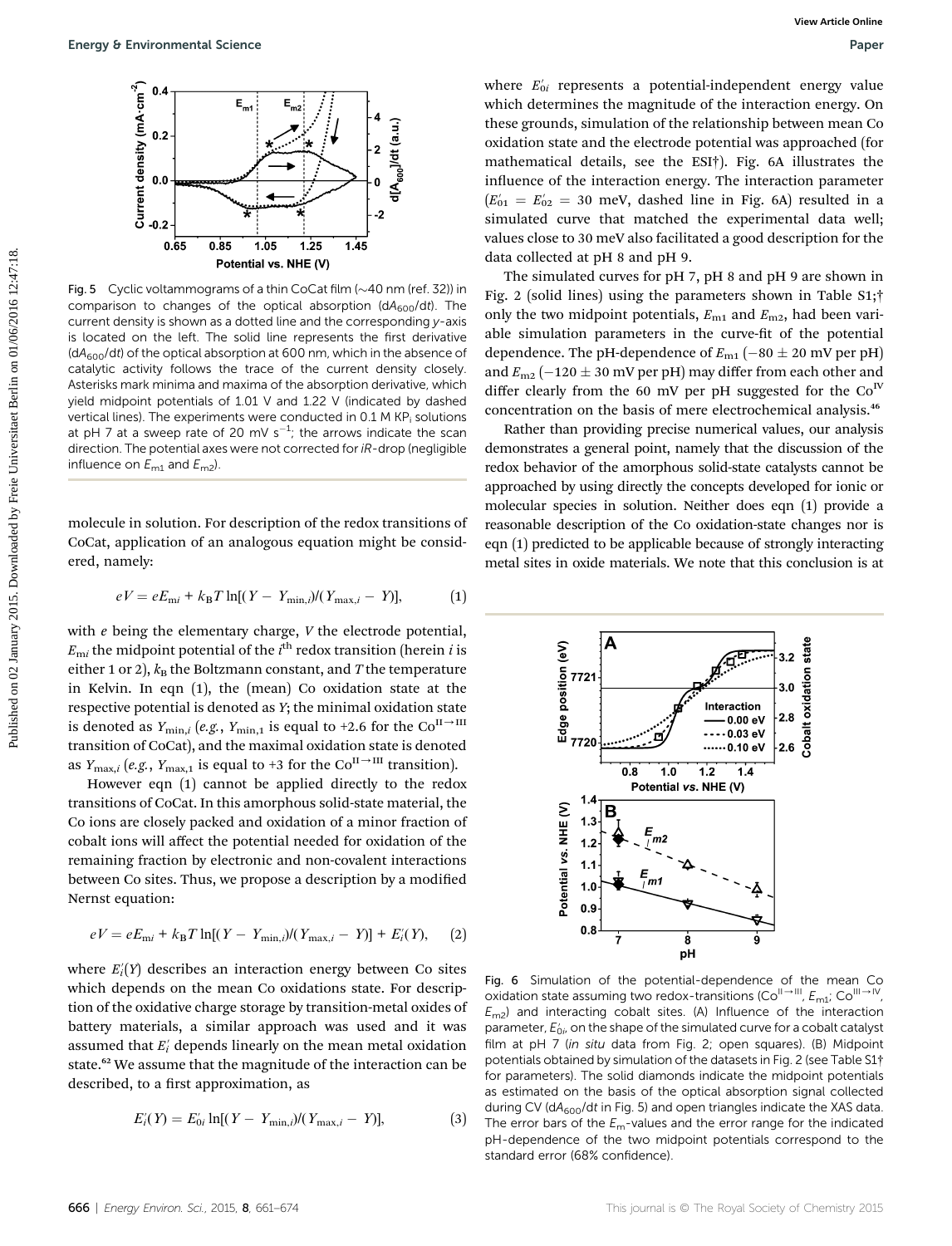Fig. 5 Cyclic voltammograms of a thin CoCat film (~40 nm (ref. 32)) in comparison to changes of the optical absorption ($dA_{600}/dt$). The current density is shown as a dotted line and the corresponding $y$-axis is located on the left. The solid line represents the first derivative ($dA_{600}/dt$) of the optical absorption at 600 nm, which in the absence of catalytic activity follows the trace of the current density closely. Asterisks mark minima and maxima of the absorption derivative, which yield midpoint potentials of 1.01 V and 1.22 V (indicated by dashed vertical lines). The experiments were conducted in 0.1 M $KP_i$ solutions at pH 7 at a sweep rate of 20 mV $s^{-1}$; the arrows indicate the scan direction. The potential axes were not corrected for $iR$-drop (negligible influence on $E_{m1}$ and $E_{m2}$).

molecule in solution. For description of the redox transitions of CoCat, application of an analogous equation might be considered, namely:

$$eV = eE_{mi} + k_BT \ln[(Y - Y_{min,i})/(Y_{max,i} - Y)], \quad (1)$$

with $e$ being the elementary charge, $V$ the electrode potential, $E_{mi}$ the midpoint potential of the $i^{th}$ redox transition (herein $i$ is either 1 or 2), $k_B$ the Boltzmann constant, and $T$ the temperature in Kelvin. In eqn (1), the (mean) Co oxidation state at the respective potential is denoted as $Y$; the minimal oxidation state is denoted as $Y_{min,i}$ (*e.g.*, $Y_{min,1}$ is equal to +2.6 for the $Co^{II\rightarrow III}$ transition of CoCat), and the maximal oxidation state is denoted as $Y_{max,i}$ (*e.g.*, $Y_{max,1}$ is equal to +3 for the $Co^{II\rightarrow III}$ transition).

However eqn (1) cannot be applied directly to the redox transitions of CoCat. In this amorphous solid-state material, the Co ions are closely packed and oxidation of a minor fraction of cobalt ions will affect the potential needed for oxidation of the remaining fraction by electronic and non-covalent interactions between Co sites. Thus, we propose a description by a modified Nernst equation:

$$eV = eE_{mi} + k_BT \ln[(Y - Y_{min,i})/(Y_{max,i} - Y)] + E_i'(Y), \quad (2)$$

where $E_i'(Y)$ describes an interaction energy between Co sites which depends on the mean Co oxidations state. For description of the oxidative charge storage by transition-metal oxides of battery materials, a similar approach was used and it was assumed that $E_i'$ depends linearly on the mean metal oxidation state.[62] We assume that the magnitude of the interaction can be described, to a first approximation, as

$$E_i'(Y) = E_{0i}' \ln[(Y - Y_{min,i})/(Y_{max,i} - Y)], \quad (3)$$

where $E_{0i}'$ represents a potential-independent energy value which determines the magnitude of the interaction energy. On these grounds, simulation of the relationship between mean Co oxidation state and the electrode potential was approached (for mathematical details, see the ESI†). Fig. 6A illustrates the influence of the interaction energy. The interaction parameter ($E_{01}' = E_{02}' = 30$ meV, dashed line in Fig. 6A) resulted in a simulated curve that matched the experimental data well; values close to 30 meV also facilitated a good description for the data collected at pH 8 and pH 9.

The simulated curves for pH 7, pH 8 and pH 9 are shown in Fig. 2 (solid lines) using the parameters shown in Table S1;† only the two midpoint potentials, $E_{m1}$ and $E_{m2}$, had been variable simulation parameters in the curve-fit of the potential dependence. The pH-dependence of $E_{m1}$ ($-80 \pm 20$ mV per pH) and $E_{m2}$ ($-120 \pm 30$ mV per pH) may differ from each other and differ clearly from the 60 mV per pH suggested for the $Co^{IV}$ concentration on the basis of mere electrochemical analysis.[46]

Rather than providing precise numerical values, our analysis demonstrates a general point, namely that the discussion of the redox behavior of the amorphous solid-state catalysts cannot be approached by using directly the concepts developed for ionic or molecular species in solution. Neither does eqn (1) provide a reasonable description of the Co oxidation-state changes nor is eqn (1) predicted to be applicable because of strongly interacting metal sites in oxide materials. We note that this conclusion is at

Fig. 6 Simulation of the potential-dependence of the mean Co oxidation state assuming two redox-transitions ($Co^{II\rightarrow III}$, $E_{m1}$; $Co^{III\rightarrow IV}$, $E_{m2}$) and interacting cobalt sites. (A) Influence of the interaction parameter, $E_{0i}'$, on the shape of the simulated curve for a cobalt catalyst film at pH 7 (*in situ* data from Fig. 2; open squares). (B) Midpoint potentials obtained by simulation of the datasets in Fig. 2 (see Table S1† for parameters). The solid diamonds indicate the midpoint potentials as estimated on the basis of the optical absorption signal collected during CV ($dA_{600}/dt$ in Fig. 5) and open triangles indicate the XAS data. The error bars of the $E_m$-values and the error range for the indicated pH-dependence of the two midpoint potentials correspond to the standard error (68% confidence).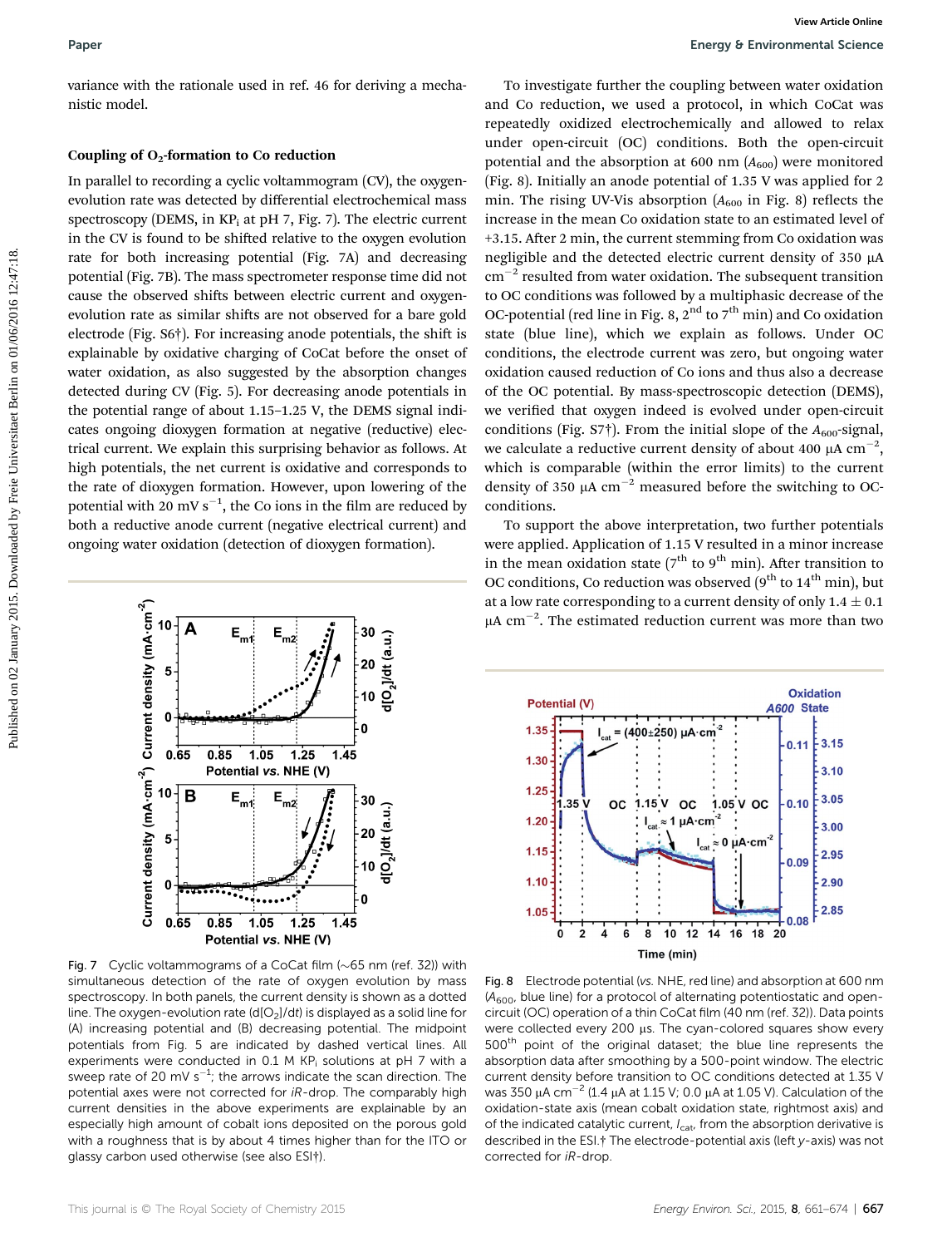variance with the rationale used in ref. 46 for deriving a mechanistic model.

### Coupling of $O_2$-formation to Co reduction

In parallel to recording a cyclic voltammogram (CV), the oxygen-evolution rate was detected by differential electrochemical mass spectroscopy (DEMS, in $KP_i$ at pH 7, Fig. 7). The electric current in the CV is found to be shifted relative to the oxygen evolution rate for both increasing potential (Fig. 7A) and decreasing potential (Fig. 7B). The mass spectrometer response time did not cause the observed shifts between electric current and oxygen-evolution rate as similar shifts are not observed for a bare gold electrode (Fig. S6†). For increasing anode potentials, the shift is explainable by oxidative charging of CoCat before the onset of water oxidation, as also suggested by the absorption changes detected during CV (Fig. 5). For decreasing anode potentials in the potential range of about 1.15–1.25 V, the DEMS signal indicates ongoing dioxygen formation at negative (reductive) electrical current. We explain this surprising behavior as follows. At high potentials, the net current is oxidative and corresponds to the rate of dioxygen formation. However, upon lowering of the potential with 20 mV $s^{-1}$, the Co ions in the film are reduced by both a reductive anode current (negative electrical current) and ongoing water oxidation (detection of dioxygen formation).

Fig. 7 Cyclic voltammograms of a CoCat film (~65 nm (ref. 32)) with simultaneous detection of the rate of oxygen evolution by mass spectroscopy. In both panels, the current density is shown as a dotted line. The oxygen-evolution rate ($d[O_2]/dt$) is displayed as a solid line for (A) increasing potential and (B) decreasing potential. The midpoint potentials from Fig. 5 are indicated by dashed vertical lines. All experiments were conducted in 0.1 M $KP_i$ solutions at pH 7 with a sweep rate of 20 mV $s^{-1}$; the arrows indicate the scan direction. The potential axes were not corrected for *iR*-drop. The comparably high current densities in the above experiments are explainable by an especially high amount of cobalt ions deposited on the porous gold with a roughness that is by about 4 times higher than for the ITO or glassy carbon used otherwise (see also ESI†).

To investigate further the coupling between water oxidation and Co reduction, we used a protocol, in which CoCat was repeatedly oxidized electrochemically and allowed to relax under open-circuit (OC) conditions. Both the open-circuit potential and the absorption at 600 nm ($A_{600}$) were monitored (Fig. 8). Initially an anode potential of 1.35 V was applied for 2 min. The rising UV-Vis absorption ($A_{600}$ in Fig. 8) reflects the increase in the mean Co oxidation state to an estimated level of +3.15. After 2 min, the current stemming from Co oxidation was negligible and the detected electric current density of 350 μA $cm^{-2}$ resulted from water oxidation. The subsequent transition to OC conditions was followed by a multiphasic decrease of the OC-potential (red line in Fig. 8, 2nd to 7th min) and Co oxidation state (blue line), which we explain as follows. Under OC conditions, the electrode current was zero, but ongoing water oxidation caused reduction of Co ions and thus also a decrease of the OC potential. By mass-spectroscopic detection (DEMS), we verified that oxygen indeed is evolved under open-circuit conditions (Fig. S7†). From the initial slope of the $A_{600}$-signal, we calculate a reductive current density of about 400 μA $cm^{-2}$, which is comparable (within the error limits) to the current density of 350 μA $cm^{-2}$ measured before the switching to OC-conditions.

To support the above interpretation, two further potentials were applied. Application of 1.15 V resulted in a minor increase in the mean oxidation state (7th to 9th min). After transition to OC conditions, Co reduction was observed (9th to 14th min), but at a low rate corresponding to a current density of only 1.4 ± 0.1 μA $cm^{-2}$. The estimated reduction current was more than two

Fig. 8 Electrode potential (*vs.* NHE, red line) and absorption at 600 nm ($A_{600}$, blue line) for a protocol of alternating potentiostatic and open-circuit (OC) operation of a thin CoCat film (40 nm (ref. 32)). Data points were collected every 200 μs. The cyan-colored squares show every 500th point of the original dataset; the blue line represents the absorption data after smoothing by a 500-point window. The electric current density before transition to OC conditions detected at 1.35 V was 350 μA $cm^{-2}$ (1.4 μA at 1.15 V; 0.0 μA at 1.05 V). Calculation of the oxidation-state axis (mean cobalt oxidation state, rightmost axis) and of the indicated catalytic current, $I_{cat}$, from the absorption derivative is described in the ESI.† The electrode-potential axis (left *y*-axis) was not corrected for *iR*-drop.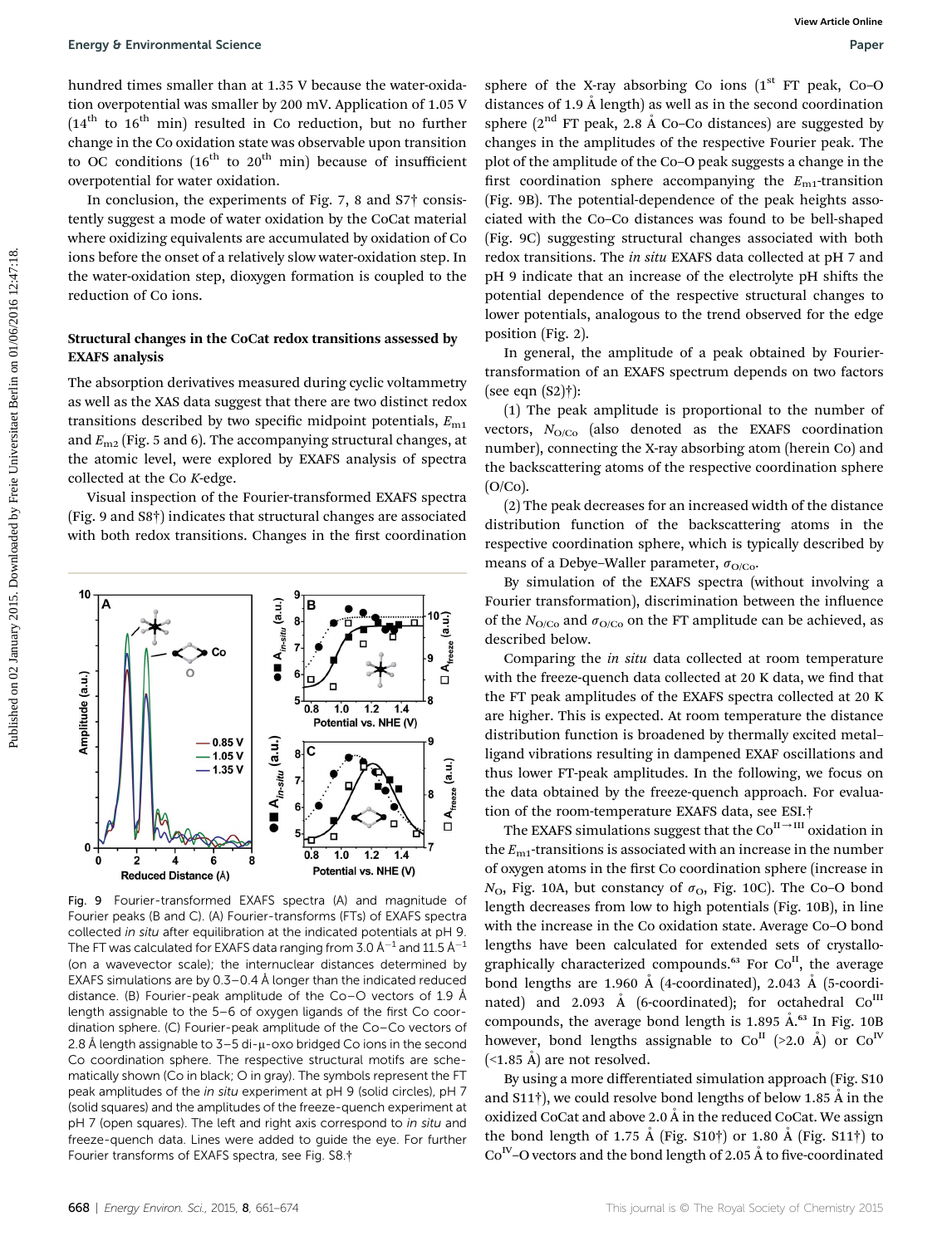hundred times smaller than at 1.35 V because the water-oxidation overpotential was smaller by 200 mV. Application of 1.05 V ($14^{th}$ to $16^{th}$ min) resulted in Co reduction, but no further change in the Co oxidation state was observable upon transition to OC conditions ($16^{th}$ to $20^{th}$ min) because of insufficient overpotential for water oxidation.

In conclusion, the experiments of Fig. 7, 8 and S7† consistently suggest a mode of water oxidation by the CoCat material where oxidizing equivalents are accumulated by oxidation of Co ions before the onset of a relatively slow water-oxidation step. In the water-oxidation step, dioxygen formation is coupled to the reduction of Co ions.

### Structural changes in the CoCat redox transitions assessed by EXAFS analysis

The absorption derivatives measured during cyclic voltammetry as well as the XAS data suggest that there are two distinct redox transitions described by two specific midpoint potentials, $E_{m1}$ and $E_{m2}$ (Fig. 5 and 6). The accompanying structural changes, at the atomic level, were explored by EXAFS analysis of spectra collected at the Co *K*-edge.

Visual inspection of the Fourier-transformed EXAFS spectra (Fig. 9 and S8†) indicates that structural changes are associated with both redox transitions. Changes in the first coordination sphere of the X-ray absorbing Co ions ($1^{st}$ FT peak, Co–O distances of 1.9 Å length) as well as in the second coordination sphere ($2^{nd}$ FT peak, 2.8 Å Co–Co distances) are suggested by changes in the amplitudes of the respective Fourier peak. The plot of the amplitude of the Co–O peak suggests a change in the first coordination sphere accompanying the $E_{m1}$-transition (Fig. 9B). The potential-dependence of the peak heights associated with the Co–Co distances was found to be bell-shaped (Fig. 9C) suggesting structural changes associated with both redox transitions. The *in situ* EXAFS data collected at pH 7 and pH 9 indicate that an increase of the electrolyte pH shifts the potential dependence of the respective structural changes to lower potentials, analogous to the trend observed for the edge position (Fig. 2).

Fig. 9 Fourier-transformed EXAFS spectra (A) and magnitude of Fourier peaks (B and C). (A) Fourier-transforms (FTs) of EXAFS spectra collected *in situ* after equilibration at the indicated potentials at pH 9. The FT was calculated for EXAFS data ranging from 3.0 $Å^{-1}$ and 11.5 $Å^{-1}$ (on a wavevector scale); the internuclear distances determined by EXAFS simulations are by 0.3–0.4 Å longer than the indicated reduced distance. (B) Fourier-peak amplitude of the Co–O vectors of 1.9 Å length assignable to the 5–6 of oxygen ligands of the first Co coordination sphere. (C) Fourier-peak amplitude of the Co–Co vectors of 2.8 Å length assignable to 3–5 di-μ-oxo bridged Co ions in the second Co coordination sphere. The respective structural motifs are schematically shown (Co in black; O in gray). The symbols represent the FT peak amplitudes of the *in situ* experiment at pH 9 (solid circles), pH 7 (solid squares) and the amplitudes of the freeze-quench experiment at pH 7 (open squares). The left and right axis correspond to *in situ* and freeze-quench data. Lines were added to guide the eye. For further Fourier transforms of EXAFS spectra, see Fig. S8.†

In general, the amplitude of a peak obtained by Fourier-transformation of an EXAFS spectrum depends on two factors (see eqn (S2)†):

(1) The peak amplitude is proportional to the number of vectors, $N_{O/Co}$ (also denoted as the EXAFS coordination number), connecting the X-ray absorbing atom (herein Co) and the backscattering atoms of the respective coordination sphere (O/Co).

(2) The peak decreases for an increased width of the distance distribution function of the backscattering atoms in the respective coordination sphere, which is typically described by means of a Debye–Waller parameter, $\sigma_{O/Co}$.

By simulation of the EXAFS spectra (without involving a Fourier transformation), discrimination between the influence of the $N_{O/Co}$ and $\sigma_{O/Co}$ on the FT amplitude can be achieved, as described below.

Comparing the *in situ* data collected at room temperature with the freeze-quench data collected at 20 K data, we find that the FT peak amplitudes of the EXAFS spectra collected at 20 K are higher. This is expected. At room temperature the distance distribution function is broadened by thermally excited metal–ligand vibrations resulting in dampened EXAF oscillations and thus lower FT-peak amplitudes. In the following, we focus on the data obtained by the freeze-quench approach. For evaluation of the room-temperature EXAFS data, see ESI.†

The EXAFS simulations suggest that the $Co^{II \rightarrow III}$ oxidation in the $E_{m1}$-transitions is associated with an increase in the number of oxygen atoms in the first Co coordination sphere (increase in $N_O$, Fig. 10A, but constancy of $\sigma_O$, Fig. 10C). The Co–O bond length decreases from low to high potentials (Fig. 10B), in line with the increase in the Co oxidation state. Average Co–O bond lengths have been calculated for extended sets of crystallographically characterized compounds.[63] For $Co^{II}$, the average bond lengths are 1.960 Å (4-coordinated), 2.043 Å (5-coordinated) and 2.093 Å (6-coordinated); for octahedral $Co^{III}$ compounds, the average bond length is 1.895 Å.[63] In Fig. 10B however, bond lengths assignable to $Co^{II}$ (>2.0 Å) or $Co^{IV}$ (<1.85 Å) are not resolved.

By using a more differentiated simulation approach (Fig. S10 and S11†), we could resolve bond lengths of below 1.85 Å in the oxidized CoCat and above 2.0 Å in the reduced CoCat. We assign the bond length of 1.75 Å (Fig. S10†) or 1.80 Å (Fig. S11†) to $Co^{IV}$–O vectors and the bond length of 2.05 Å to five-coordinated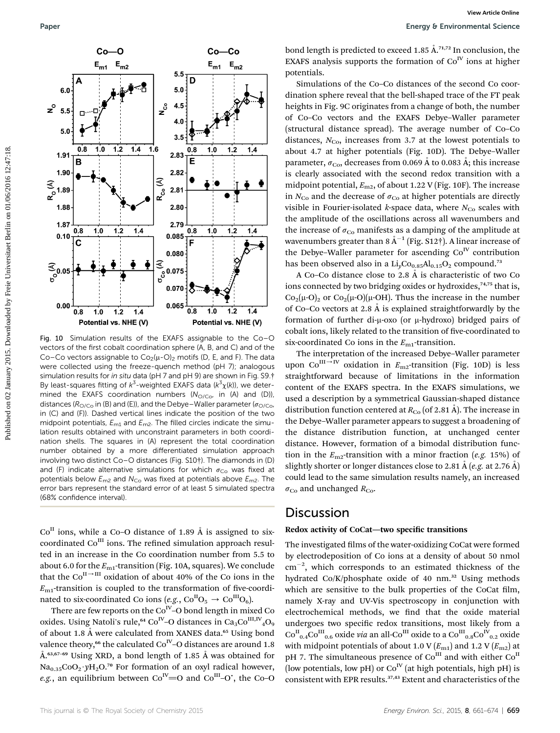Fig. 10 Simulation results of the EXAFS assignable to the Co–O vectors of the first cobalt coordination sphere (A, B, and C) and of the Co–Co vectors assignable to $Co_2(\mu\text{-}O)_2$ motifs (D, E, and F). The data were collected using the freeze-quench method (pH 7); analogous simulation results for *in situ* data (pH 7 and pH 9) are shown in Fig. S9.† By least-squares fitting of $k^3$-weighted EXAFS data ($k^3\chi(k)$), we determined the EXAFS coordination numbers ($N_{O/Co}$, in (A) and (D)), distances ($R_{O/Co}$ in (B) and (E)), and the Debye–Waller parameter ($\sigma_{O/Co}$, in (C) and (F)). Dashed vertical lines indicate the position of the two midpoint potentials, $E_{m1}$ and $E_{m2}$. The filled circles indicate the simulation results obtained with unconstraint parameters in both coordination shells. The squares in (A) represent the total coordination number obtained by a more differentiated simulation approach involving two distinct Co–O distances (Fig. S10†). The diamonds in (D) and (F) indicate alternative simulations for which $\sigma_{Co}$ was fixed at potentials below $E_{m2}$ and $N_{Co}$ was fixed at potentials above $E_{m2}$. The error bars represent the standard error of at least 5 simulated spectra (68% confidence interval).

$Co^{II}$ ions, while a Co–O distance of 1.89 Å is assigned to six-coordinated $Co^{III}$ ions. The refined simulation approach resulted in an increase in the Co coordination number from 5.5 to about 6.0 for the $E_{m1}$-transition (Fig. 10A, squares). We conclude that the $Co^{II\rightarrow III}$ oxidation of about 40% of the Co ions in the $E_{m1}$-transition is coupled to the transformation of five-coordinated to six-coordinated Co ions (*e.g.*, $Co^{II}O_5 \rightarrow Co^{III}O_6$).

There are few reports on the $Co^{IV}$–O bond length in mixed Co oxides. Using Natoli's rule,[64] $Co^{IV}$–O distances in $Ca_3Co^{III,IV}{}_4O_9$ of about 1.8 Å were calculated from XANES data.[65] Using bond valence theory,[66] the calculated $Co^{IV}$–O distances are around 1.8 Å.[63,67–69] Using XRD, a bond length of 1.85 Å was obtained for $Na_{0.35}CoO_2\cdot yH_2O$.[70] For formation of an oxyl radical however, *e.g.*, an equilibrium between $Co^{IV}{=}O$ and $Co^{III}$–O$^{\bullet}$, the Co–O bond length is predicted to exceed 1.85 Å.[71,72] In conclusion, the EXAFS analysis supports the formation of $Co^{IV}$ ions at higher potentials.

Simulations of the Co–Co distances of the second Co coordination sphere reveal that the bell-shaped trace of the FT peak heights in Fig. 9C originates from a change of both, the number of Co–Co vectors and the EXAFS Debye–Waller parameter (structural distance spread). The average number of Co–Co distances, $N_{Co}$, increases from 3.7 at the lowest potentials to about 4.7 at higher potentials (Fig. 10D). The Debye–Waller parameter, $\sigma_{Co}$, decreases from 0.069 Å to 0.083 Å; this increase is clearly associated with the second redox transition with a midpoint potential, $E_{m2}$, of about 1.22 V (Fig. 10F). The increase in $N_{Co}$ and the decrease of $\sigma_{Co}$ at higher potentials are directly visible in Fourier-isolated *k*-space data, where $N_{Co}$ scales with the amplitude of the oscillations across all wavenumbers and the increase of $\sigma_{Co}$ manifests as a damping of the amplitude at wavenumbers greater than 8 $Å^{-1}$ (Fig. S12†). A linear increase of the Debye–Waller parameter for ascending $Co^{IV}$ contribution has been observed also in a $Li_yCo_{0.85}Al_{0.15}O_2$ compound.[73]

A Co–Co distance close to 2.8 Å is characteristic of two Co ions connected by two bridging oxides or hydroxides,[74,75] that is, $Co_2(\mu\text{-}O)_2$ or $Co_2(\mu\text{-}O)(\mu\text{-}OH)$. Thus the increase in the number of Co–Co vectors at 2.8 Å is explained straightforwardly by the formation of further di-μ-oxo (or μ-hydroxo) bridged pairs of cobalt ions, likely related to the transition of five-coordinated to six-coordinated Co ions in the $E_{m1}$-transition.

The interpretation of the increased Debye–Waller parameter upon $Co^{III\rightarrow IV}$ oxidation in $E_{m2}$-transition (Fig. 10D) is less straightforward because of limitations in the information content of the EXAFS spectra. In the EXAFS simulations, we used a description by a symmetrical Gaussian-shaped distance distribution function centered at $R_{Co}$ (of 2.81 Å). The increase in the Debye–Waller parameter appears to suggest a broadening of the distance distribution function, at unchanged center distance. However, formation of a bimodal distribution function in the $E_{m2}$-transition with a minor fraction (*e.g.* 15%) of slightly shorter or longer distances close to 2.81 Å (*e.g.* at 2.76 Å) could lead to the same simulation results namely, an increased $\sigma_{Co}$ and unchanged $R_{Co}$.

## Discussion

### Redox activity of CoCat—two specific transitions

The investigated films of the water-oxidizing CoCat were formed by electrodeposition of Co ions at a density of about 50 nmol $cm^{-2}$, which corresponds to an estimated thickness of the hydrated Co/K/phosphate oxide of 40 nm.[32] Using methods which are sensitive to the bulk properties of the CoCat film, namely X-ray and UV-Vis spectroscopy in conjunction with electrochemical methods, we find that the oxide material undergoes two specific redox transitions, most likely from a $Co^{II}{}_{0.4}Co^{III}{}_{0.6}$ oxide *via* an all-$Co^{III}$ oxide to a $Co^{III}{}_{0.8}Co^{IV}{}_{0.2}$ oxide with midpoint potentials of about 1.0 V ($E_{m1}$) and 1.2 V ($E_{m2}$) at pH 7. The simultaneous presence of $Co^{III}$ and with either $Co^{II}$ (low potentials, low pH) or $Co^{IV}$ (at high potentials, high pH) is consistent with EPR results.[37,43] Extent and characteristics of the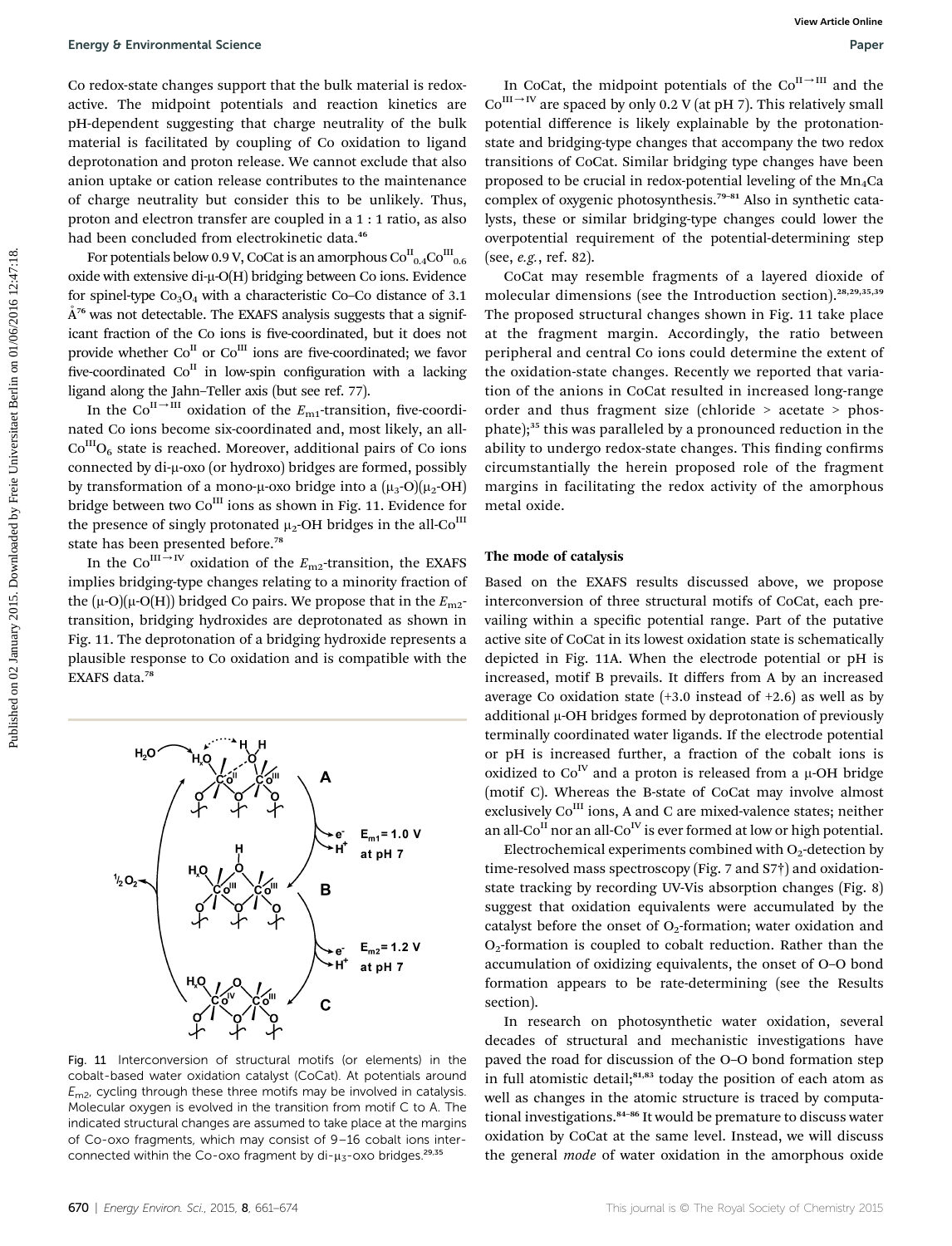Co redox-state changes support that the bulk material is redox-active. The midpoint potentials and reaction kinetics are pH-dependent suggesting that charge neutrality of the bulk material is facilitated by coupling of Co oxidation to ligand deprotonation and proton release. We cannot exclude that also anion uptake or cation release contributes to the maintenance of charge neutrality but consider this to be unlikely. Thus, proton and electron transfer are coupled in a 1 : 1 ratio, as also had been concluded from electrokinetic data.[46]

For potentials below 0.9 V, CoCat is an amorphous $Co^{II}_{0.4}Co^{III}_{0.6}$ oxide with extensive di-μ-O(H) bridging between Co ions. Evidence for spinel-type $Co_3O_4$ with a characteristic Co–Co distance of 3.1 Å[76] was not detectable. The EXAFS analysis suggests that a significant fraction of the Co ions is five-coordinated, but it does not provide whether $Co^{II}$ or $Co^{III}$ ions are five-coordinated; we favor five-coordinated $Co^{II}$ in low-spin configuration with a lacking ligand along the Jahn–Teller axis (but see ref. 77).

In the $Co^{II\rightarrow III}$ oxidation of the $E_{m1}$-transition, five-coordinated Co ions become six-coordinated and, most likely, an all-$Co^{III}O_6$ state is reached. Moreover, additional pairs of Co ions connected by di-μ-oxo (or hydroxo) bridges are formed, possibly by transformation of a mono-μ-oxo bridge into a ($\mu_3$-O)($\mu_2$-OH) bridge between two $Co^{III}$ ions as shown in Fig. 11. Evidence for the presence of singly protonated $\mu_2$-OH bridges in the all-$Co^{III}$ state has been presented before.[78]

In the $Co^{III\rightarrow IV}$ oxidation of the $E_{m2}$-transition, the EXAFS implies bridging-type changes relating to a minority fraction of the (μ-O)(μ-O(H)) bridged Co pairs. We propose that in the $E_{m2}$-transition, bridging hydroxides are deprotonated as shown in Fig. 11. The deprotonation of a bridging hydroxide represents a plausible response to Co oxidation and is compatible with the EXAFS data.[78]

Fig. 11 Interconversion of structural motifs (or elements) in the cobalt-based water oxidation catalyst (CoCat). At potentials around $E_{m2}$, cycling through these three motifs may be involved in catalysis. Molecular oxygen is evolved in the transition from motif C to A. The indicated structural changes are assumed to take place at the margins of Co-oxo fragments, which may consist of 9–16 cobalt ions interconnected within the Co-oxo fragment by di-$\mu_3$-oxo bridges.[29,35]

In CoCat, the midpoint potentials of the $Co^{II\rightarrow III}$ and the $Co^{III\rightarrow IV}$ are spaced by only 0.2 V (at pH 7). This relatively small potential difference is likely explainable by the protonation-state and bridging-type changes that accompany the two redox transitions of CoCat. Similar bridging type changes have been proposed to be crucial in redox-potential leveling of the $Mn_4Ca$ complex of oxygenic photosynthesis.[79–81] Also in synthetic catalysts, these or similar bridging-type changes could lower the overpotential requirement of the potential-determining step (see, *e.g.*, ref. 82).

CoCat may resemble fragments of a layered dioxide of molecular dimensions (see the Introduction section).[28,29,35,39] The proposed structural changes shown in Fig. 11 take place at the fragment margin. Accordingly, the ratio between peripheral and central Co ions could determine the extent of the oxidation-state changes. Recently we reported that variation of the anions in CoCat resulted in increased long-range order and thus fragment size (chloride > acetate > phosphate);[35] this was paralleled by a pronounced reduction in the ability to undergo redox-state changes. This finding confirms circumstantially the herein proposed role of the fragment margins in facilitating the redox activity of the amorphous metal oxide.

### The mode of catalysis

Based on the EXAFS results discussed above, we propose interconversion of three structural motifs of CoCat, each prevailing within a specific potential range. Part of the putative active site of CoCat in its lowest oxidation state is schematically depicted in Fig. 11A. When the electrode potential or pH is increased, motif B prevails. It differs from A by an increased average Co oxidation state (+3.0 instead of +2.6) as well as by additional μ-OH bridges formed by deprotonation of previously terminally coordinated water ligands. If the electrode potential or pH is increased further, a fraction of the cobalt ions is oxidized to $Co^{IV}$ and a proton is released from a μ-OH bridge (motif C). Whereas the B-state of CoCat may involve almost exclusively $Co^{III}$ ions, A and C are mixed-valence states; neither an all-$Co^{II}$ nor an all-$Co^{IV}$ is ever formed at low or high potential.

Electrochemical experiments combined with $O_2$-detection by time-resolved mass spectroscopy (Fig. 7 and S7†) and oxidation-state tracking by recording UV-Vis absorption changes (Fig. 8) suggest that oxidation equivalents were accumulated by the catalyst before the onset of $O_2$-formation; water oxidation and $O_2$-formation is coupled to cobalt reduction. Rather than the accumulation of oxidizing equivalents, the onset of O–O bond formation appears to be rate-determining (see the Results section).

In research on photosynthetic water oxidation, several decades of structural and mechanistic investigations have paved the road for discussion of the O–O bond formation step in full atomistic detail;[81,83] today the position of each atom as well as changes in the atomic structure is traced by computational investigations.[84–86] It would be premature to discuss water oxidation by CoCat at the same level. Instead, we will discuss the general *mode* of water oxidation in the amorphous oxide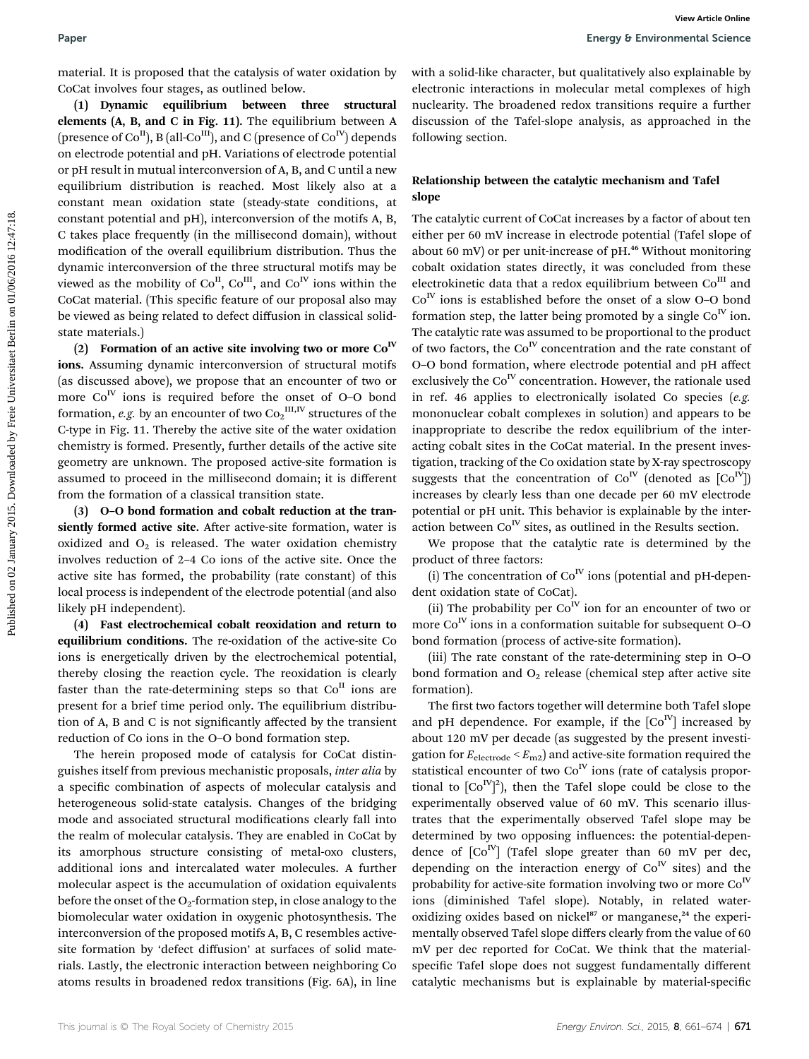material. It is proposed that the catalysis of water oxidation by CoCat involves four stages, as outlined below.

**(1) Dynamic equilibrium between three structural elements (A, B, and C in Fig. 11).** The equilibrium between A (presence of $Co^{II}$), B (all-$Co^{III}$), and C (presence of $Co^{IV}$) depends on electrode potential and pH. Variations of electrode potential or pH result in mutual interconversion of A, B, and C until a new equilibrium distribution is reached. Most likely also at a constant mean oxidation state (steady-state conditions, at constant potential and pH), interconversion of the motifs A, B, C takes place frequently (in the millisecond domain), without modification of the overall equilibrium distribution. Thus the dynamic interconversion of the three structural motifs may be viewed as the mobility of $Co^{II}$, $Co^{III}$, and $Co^{IV}$ ions within the CoCat material. (This specific feature of our proposal also may be viewed as being related to defect diffusion in classical solid-state materials.)

**(2) Formation of an active site involving two or more $Co^{IV}$ ions.** Assuming dynamic interconversion of structural motifs (as discussed above), we propose that an encounter of two or more $Co^{IV}$ ions is required before the onset of O–O bond formation, *e.g.* by an encounter of two $Co_2^{III,IV}$ structures of the C-type in Fig. 11. Thereby the active site of the water oxidation chemistry is formed. Presently, further details of the active site geometry are unknown. The proposed active-site formation is assumed to proceed in the millisecond domain; it is different from the formation of a classical transition state.

**(3) O–O bond formation and cobalt reduction at the transiently formed active site.** After active-site formation, water is oxidized and $O_2$ is released. The water oxidation chemistry involves reduction of 2–4 Co ions of the active site. Once the active site has formed, the probability (rate constant) of this local process is independent of the electrode potential (and also likely pH independent).

**(4) Fast electrochemical cobalt reoxidation and return to equilibrium conditions.** The re-oxidation of the active-site Co ions is energetically driven by the electrochemical potential, thereby closing the reaction cycle. The reoxidation is clearly faster than the rate-determining steps so that $Co^{II}$ ions are present for a brief time period only. The equilibrium distribution of A, B and C is not significantly affected by the transient reduction of Co ions in the O–O bond formation step.

The herein proposed mode of catalysis for CoCat distinguishes itself from previous mechanistic proposals, *inter alia* by a specific combination of aspects of molecular catalysis and heterogeneous solid-state catalysis. Changes of the bridging mode and associated structural modifications clearly fall into the realm of molecular catalysis. They are enabled in CoCat by its amorphous structure consisting of metal-oxo clusters, additional ions and intercalated water molecules. A further molecular aspect is the accumulation of oxidation equivalents before the onset of the $O_2$-formation step, in close analogy to the biomolecular water oxidation in oxygenic photosynthesis. The interconversion of the proposed motifs A, B, C resembles active-site formation by 'defect diffusion' at surfaces of solid materials. Lastly, the electronic interaction between neighboring Co atoms results in broadened redox transitions (Fig. 6A), in line with a solid-like character, but qualitatively also explainable by electronic interactions in molecular metal complexes of high nuclearity. The broadened redox transitions require a further discussion of the Tafel-slope analysis, as approached in the following section.

### Relationship between the catalytic mechanism and Tafel slope

The catalytic current of CoCat increases by a factor of about ten either per 60 mV increase in electrode potential (Tafel slope of about 60 mV) or per unit-increase of pH.[46] Without monitoring cobalt oxidation states directly, it was concluded from these electrokinetic data that a redox equilibrium between $Co^{III}$ and $Co^{IV}$ ions is established before the onset of a slow O–O bond formation step, the latter being promoted by a single $Co^{IV}$ ion. The catalytic rate was assumed to be proportional to the product of two factors, the $Co^{IV}$ concentration and the rate constant of O–O bond formation, where electrode potential and pH affect exclusively the $Co^{IV}$ concentration. However, the rationale used in ref. 46 applies to electronically isolated Co species (*e.g.* mononuclear cobalt complexes in solution) and appears to be inappropriate to describe the redox equilibrium of the interacting cobalt sites in the CoCat material. In the present investigation, tracking of the Co oxidation state by X-ray spectroscopy suggests that the concentration of $Co^{IV}$ (denoted as $[Co^{IV}]$) increases by clearly less than one decade per 60 mV electrode potential or pH unit. This behavior is explainable by the interaction between $Co^{IV}$ sites, as outlined in the Results section.

We propose that the catalytic rate is determined by the product of three factors:

(i) The concentration of $Co^{IV}$ ions (potential and pH-dependent oxidation state of CoCat).

(ii) The probability per $Co^{IV}$ ion for an encounter of two or more $Co^{IV}$ ions in a conformation suitable for subsequent O–O bond formation (process of active-site formation).

(iii) The rate constant of the rate-determining step in O–O bond formation and $O_2$ release (chemical step after active site formation).

The first two factors together will determine both Tafel slope and pH dependence. For example, if the $[Co^{IV}]$ increased by about 120 mV per decade (as suggested by the present investigation for $E_{electrode} < E_{m2}$) and active-site formation required the statistical encounter of two $Co^{IV}$ ions (rate of catalysis proportional to $[Co^{IV}]^2$), then the Tafel slope could be close to the experimentally observed value of 60 mV. This scenario illustrates that the experimentally observed Tafel slope may be determined by two opposing influences: the potential-dependence of $[Co^{IV}]$ (Tafel slope greater than 60 mV per dec, depending on the interaction energy of $Co^{IV}$ sites) and the probability for active-site formation involving two or more $Co^{IV}$ ions (diminished Tafel slope). Notably, in related water-oxidizing oxides based on nickel[87] or manganese,[24] the experimentally observed Tafel slope differs clearly from the value of 60 mV per dec reported for CoCat. We think that the material-specific Tafel slope does not suggest fundamentally different catalytic mechanisms but is explainable by material-specific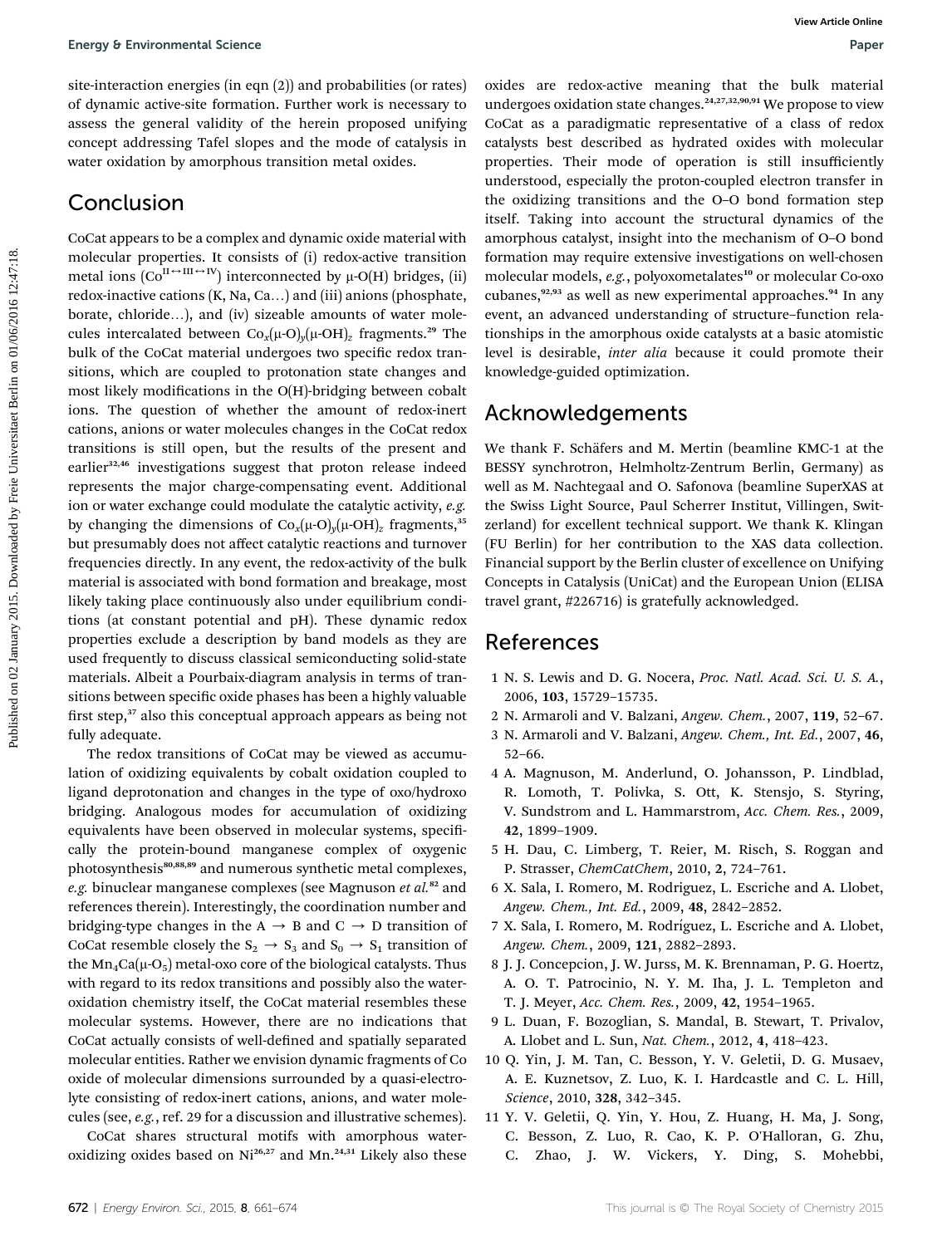site-interaction energies (in eqn (2)) and probabilities (or rates) of dynamic active-site formation. Further work is necessary to assess the general validity of the herein proposed unifying concept addressing Tafel slopes and the mode of catalysis in water oxidation by amorphous transition metal oxides.

## Conclusion

CoCat appears to be a complex and dynamic oxide material with molecular properties. It consists of (i) redox-active transition metal ions ($Co^{II \leftrightarrow III \leftrightarrow IV}$) interconnected by μ-O(H) bridges, (ii) redox-inactive cations (K, Na, Ca…) and (iii) anions (phosphate, borate, chloride…), and (iv) sizeable amounts of water molecules intercalated between $Co_x(\mu\text{-O})_y(\mu\text{-OH})_z$ fragments.[29] The bulk of the CoCat material undergoes two specific redox transitions, which are coupled to protonation state changes and most likely modifications in the O(H)-bridging between cobalt ions. The question of whether the amount of redox-inert cations, anions or water molecules changes in the CoCat redox transitions is still open, but the results of the present and earlier[32,46] investigations suggest that proton release indeed represents the major charge-compensating event. Additional ion or water exchange could modulate the catalytic activity, *e.g.* by changing the dimensions of $Co_x(\mu\text{-O})_y(\mu\text{-OH})_z$ fragments,[35] but presumably does not affect catalytic reactions and turnover frequencies directly. In any event, the redox-activity of the bulk material is associated with bond formation and breakage, most likely taking place continuously also under equilibrium conditions (at constant potential and pH). These dynamic redox properties exclude a description by band models as they are used frequently to discuss classical semiconducting solid-state materials. Albeit a Pourbaix-diagram analysis in terms of transitions between specific oxide phases has been a highly valuable first step,[37] also this conceptual approach appears as being not fully adequate.

The redox transitions of CoCat may be viewed as accumulation of oxidizing equivalents by cobalt oxidation coupled to ligand deprotonation and changes in the type of oxo/hydroxo bridging. Analogous modes for accumulation of oxidizing equivalents have been observed in molecular systems, specifically the protein-bound manganese complex of oxygenic photosynthesis[80,88,89] and numerous synthetic metal complexes, *e.g.* binuclear manganese complexes (see Magnuson *et al.*[82] and references therein). Interestingly, the coordination number and bridging-type changes in the A → B and C → D transition of CoCat resemble closely the $S_2 \rightarrow S_3$ and $S_0 \rightarrow S_1$ transition of the $Mn_4Ca(\mu\text{-}O_5)$ metal-oxo core of the biological catalysts. Thus with regard to its redox transitions and possibly also the water-oxidation chemistry itself, the CoCat material resembles these molecular systems. However, there are no indications that CoCat actually consists of well-defined and spatially separated molecular entities. Rather we envision dynamic fragments of Co oxide of molecular dimensions surrounded by a quasi-electrolyte consisting of redox-inert cations, anions, and water molecules (see, *e.g.*, ref. 29 for a discussion and illustrative schemes).

CoCat shares structural motifs with amorphous water-oxidizing oxides based on Ni[26,27] and Mn.[24,31] Likely also these oxides are redox-active meaning that the bulk material undergoes oxidation state changes.[24,27,32,90,91] We propose to view CoCat as a paradigmatic representative of a class of redox catalysts best described as hydrated oxides with molecular properties. Their mode of operation is still insufficiently understood, especially the proton-coupled electron transfer in the oxidizing transitions and the O–O bond formation step itself. Taking into account the structural dynamics of the amorphous catalyst, insight into the mechanism of O–O bond formation may require extensive investigations on well-chosen molecular models, *e.g.*, polyoxometalates[10] or molecular Co-oxo cubanes,[92,93] as well as new experimental approaches.[94] In any event, an advanced understanding of structure–function relationships in the amorphous oxide catalysts at a basic atomistic level is desirable, *inter alia* because it could promote their knowledge-guided optimization.

## Acknowledgements

We thank F. Schäfers and M. Mertin (beamline KMC-1 at the BESSY synchrotron, Helmholtz-Zentrum Berlin, Germany) as well as M. Nachtegaal and O. Safonova (beamline SuperXAS at the Swiss Light Source, Paul Scherrer Institut, Villingen, Switzerland) for excellent technical support. We thank K. Klingan (FU Berlin) for her contribution to the XAS data collection. Financial support by the Berlin cluster of excellence on Unifying Concepts in Catalysis (UniCat) and the European Union (ELISA travel grant, #226716) is gratefully acknowledged.

## References

1 N. S. Lewis and D. G. Nocera, *Proc. Natl. Acad. Sci. U. S. A.*, 2006, **103**, 15729–15735.

2 N. Armaroli and V. Balzani, *Angew. Chem.*, 2007, **119**, 52–67.

3 N. Armaroli and V. Balzani, *Angew. Chem., Int. Ed.*, 2007, **46**, 52–66.

4 A. Magnuson, M. Anderlund, O. Johansson, P. Lindblad, R. Lomoth, T. Polivka, S. Ott, K. Stensjo, S. Styring, V. Sundstrom and L. Hammarstrom, *Acc. Chem. Res.*, 2009, **42**, 1899–1909.

5 H. Dau, C. Limberg, T. Reier, M. Risch, S. Roggan and P. Strasser, *ChemCatChem*, 2010, **2**, 724–761.

6 X. Sala, I. Romero, M. Rodriguez, L. Escriche and A. Llobet, *Angew. Chem., Int. Ed.*, 2009, **48**, 2842–2852.

7 X. Sala, I. Romero, M. Rodríguez, L. Escriche and A. Llobet, *Angew. Chem.*, 2009, **121**, 2882–2893.

8 J. J. Concepcion, J. W. Jurss, M. K. Brennaman, P. G. Hoertz, A. O. T. Patrocinio, N. Y. M. Iha, J. L. Templeton and T. J. Meyer, *Acc. Chem. Res.*, 2009, **42**, 1954–1965.

9 L. Duan, F. Bozoglian, S. Mandal, B. Stewart, T. Privalov, A. Llobet and L. Sun, *Nat. Chem.*, 2012, **4**, 418–423.

10 Q. Yin, J. M. Tan, C. Besson, Y. V. Geletii, D. G. Musaev, A. E. Kuznetsov, Z. Luo, K. I. Hardcastle and C. L. Hill, *Science*, 2010, **328**, 342–345.

11 Y. V. Geletii, Q. Yin, Y. Hou, Z. Huang, H. Ma, J. Song, C. Besson, Z. Luo, R. Cao, K. P. O'Halloran, G. Zhu, C. Zhao, J. W. Vickers, Y. Ding, S. Mohebbi,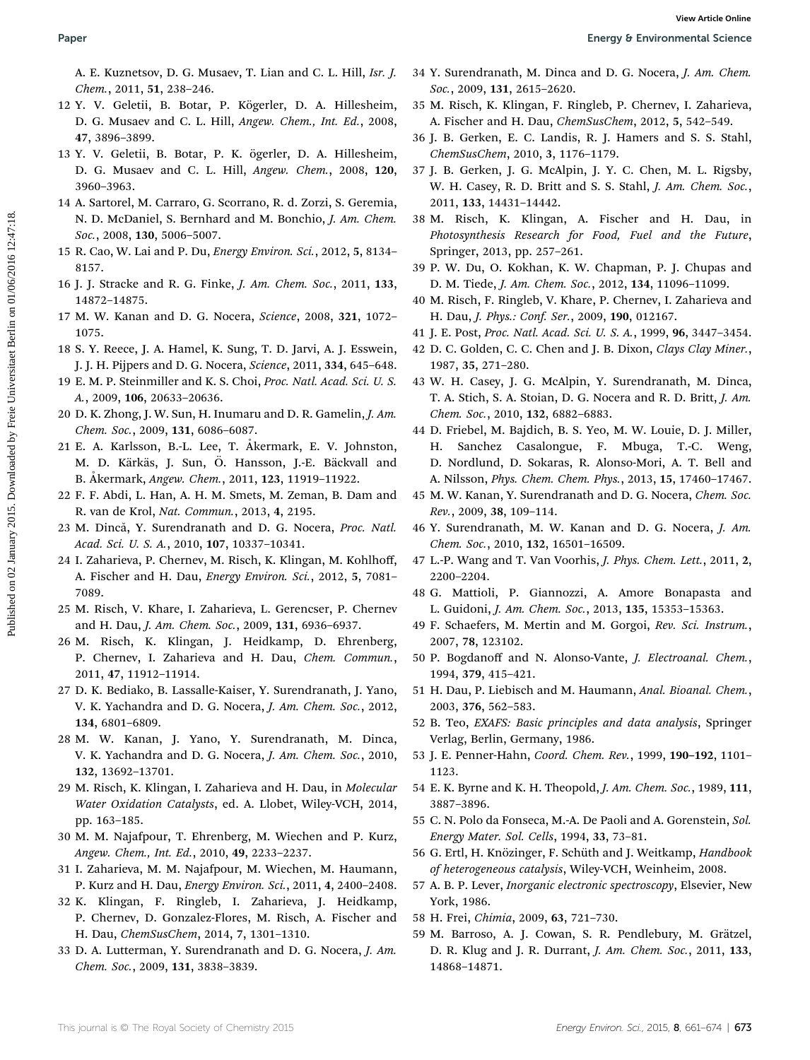A. E. Kuznetsov, D. G. Musaev, T. Lian and C. L. Hill, *Isr. J. Chem.*, 2011, **51**, 238–246.

12 Y. V. Geletii, B. Botar, P. Kögerler, D. A. Hillesheim, D. G. Musaev and C. L. Hill, *Angew. Chem., Int. Ed.*, 2008, **47**, 3896–3899.

13 Y. V. Geletii, B. Botar, P. K. ögerler, D. A. Hillesheim, D. G. Musaev and C. L. Hill, *Angew. Chem.*, 2008, **120**, 3960–3963.

14 A. Sartorel, M. Carraro, G. Scorrano, R. d. Zorzi, S. Geremia, N. D. McDaniel, S. Bernhard and M. Bonchio, *J. Am. Chem. Soc.*, 2008, **130**, 5006–5007.

15 R. Cao, W. Lai and P. Du, *Energy Environ. Sci.*, 2012, **5**, 8134–8157.

16 J. J. Stracke and R. G. Finke, *J. Am. Chem. Soc.*, 2011, **133**, 14872–14875.

17 M. W. Kanan and D. G. Nocera, *Science*, 2008, **321**, 1072–1075.

18 S. Y. Reece, J. A. Hamel, K. Sung, T. D. Jarvi, A. J. Esswein, J. J. H. Pijpers and D. G. Nocera, *Science*, 2011, **334**, 645–648.

19 E. M. P. Steinmiller and K. S. Choi, *Proc. Natl. Acad. Sci. U. S. A.*, 2009, **106**, 20633–20636.

20 D. K. Zhong, J. W. Sun, H. Inumaru and D. R. Gamelin, *J. Am. Chem. Soc.*, 2009, **131**, 6086–6087.

21 E. A. Karlsson, B.-L. Lee, T. Åkermark, E. V. Johnston, M. D. Kärkäs, J. Sun, Ö. Hansson, J.-E. Bäckvall and B. Åkermark, *Angew. Chem.*, 2011, **123**, 11919–11922.

22 F. F. Abdi, L. Han, A. H. M. Smets, M. Zeman, B. Dam and R. van de Krol, *Nat. Commun.*, 2013, **4**, 2195.

23 M. Dincă, Y. Surendranath and D. G. Nocera, *Proc. Natl. Acad. Sci. U. S. A.*, 2010, **107**, 10337–10341.

24 I. Zaharieva, P. Chernev, M. Risch, K. Klingan, M. Kohlhoff, A. Fischer and H. Dau, *Energy Environ. Sci.*, 2012, **5**, 7081–7089.

25 M. Risch, V. Khare, I. Zaharieva, L. Gerencser, P. Chernev and H. Dau, *J. Am. Chem. Soc.*, 2009, **131**, 6936–6937.

26 M. Risch, K. Klingan, J. Heidkamp, D. Ehrenberg, P. Chernev, I. Zaharieva and H. Dau, *Chem. Commun.*, 2011, **47**, 11912–11914.

27 D. K. Bediako, B. Lassalle-Kaiser, Y. Surendranath, J. Yano, V. K. Yachandra and D. G. Nocera, *J. Am. Chem. Soc.*, 2012, **134**, 6801–6809.

28 M. W. Kanan, J. Yano, Y. Surendranath, M. Dinca, V. K. Yachandra and D. G. Nocera, *J. Am. Chem. Soc.*, 2010, **132**, 13692–13701.

29 M. Risch, K. Klingan, I. Zaharieva and H. Dau, in *Molecular Water Oxidation Catalysts*, ed. A. Llobet, Wiley-VCH, 2014, pp. 163–185.

30 M. M. Najafpour, T. Ehrenberg, M. Wiechen and P. Kurz, *Angew. Chem., Int. Ed.*, 2010, **49**, 2233–2237.

31 I. Zaharieva, M. M. Najafpour, M. Wiechen, M. Haumann, P. Kurz and H. Dau, *Energy Environ. Sci.*, 2011, **4**, 2400–2408.

32 K. Klingan, F. Ringleb, I. Zaharieva, J. Heidkamp, P. Chernev, D. Gonzalez-Flores, M. Risch, A. Fischer and H. Dau, *ChemSusChem*, 2014, **7**, 1301–1310.

33 D. A. Lutterman, Y. Surendranath and D. G. Nocera, *J. Am. Chem. Soc.*, 2009, **131**, 3838–3839.

34 Y. Surendranath, M. Dinca and D. G. Nocera, *J. Am. Chem. Soc.*, 2009, **131**, 2615–2620.

35 M. Risch, K. Klingan, F. Ringleb, P. Chernev, I. Zaharieva, A. Fischer and H. Dau, *ChemSusChem*, 2012, **5**, 542–549.

36 J. B. Gerken, E. C. Landis, R. J. Hamers and S. S. Stahl, *ChemSusChem*, 2010, **3**, 1176–1179.

37 J. B. Gerken, J. G. McAlpin, J. Y. C. Chen, M. L. Rigsby, W. H. Casey, R. D. Britt and S. S. Stahl, *J. Am. Chem. Soc.*, 2011, **133**, 14431–14442.

38 M. Risch, K. Klingan, A. Fischer and H. Dau, in *Photosynthesis Research for Food, Fuel and the Future*, Springer, 2013, pp. 257–261.

39 P. W. Du, O. Kokhan, K. W. Chapman, P. J. Chupas and D. M. Tiede, *J. Am. Chem. Soc.*, 2012, **134**, 11096–11099.

40 M. Risch, F. Ringleb, V. Khare, P. Chernev, I. Zaharieva and H. Dau, *J. Phys.: Conf. Ser.*, 2009, **190**, 012167.

41 J. E. Post, *Proc. Natl. Acad. Sci. U. S. A.*, 1999, **96**, 3447–3454.

42 D. C. Golden, C. C. Chen and J. B. Dixon, *Clays Clay Miner.*, 1987, **35**, 271–280.

43 W. H. Casey, J. G. McAlpin, Y. Surendranath, M. Dinca, T. A. Stich, S. A. Stoian, D. G. Nocera and R. D. Britt, *J. Am. Chem. Soc.*, 2010, **132**, 6882–6883.

44 D. Friebel, M. Bajdich, B. S. Yeo, M. W. Louie, D. J. Miller, H. Sanchez Casalongue, F. Mbuga, T.-C. Weng, D. Nordlund, D. Sokaras, R. Alonso-Mori, A. T. Bell and A. Nilsson, *Phys. Chem. Chem. Phys.*, 2013, **15**, 17460–17467.

45 M. W. Kanan, Y. Surendranath and D. G. Nocera, *Chem. Soc. Rev.*, 2009, **38**, 109–114.

46 Y. Surendranath, M. W. Kanan and D. G. Nocera, *J. Am. Chem. Soc.*, 2010, **132**, 16501–16509.

47 L.-P. Wang and T. Van Voorhis, *J. Phys. Chem. Lett.*, 2011, **2**, 2200–2204.

48 G. Mattioli, P. Giannozzi, A. Amore Bonapasta and L. Guidoni, *J. Am. Chem. Soc.*, 2013, **135**, 15353–15363.

49 F. Schaefers, M. Mertin and M. Gorgoi, *Rev. Sci. Instrum.*, 2007, **78**, 123102.

50 P. Bogdanoff and N. Alonso-Vante, *J. Electroanal. Chem.*, 1994, **379**, 415–421.

51 H. Dau, P. Liebisch and M. Haumann, *Anal. Bioanal. Chem.*, 2003, **376**, 562–583.

52 B. Teo, *EXAFS: Basic principles and data analysis*, Springer Verlag, Berlin, Germany, 1986.

53 J. E. Penner-Hahn, *Coord. Chem. Rev.*, 1999, **190–192**, 1101–1123.

54 E. K. Byrne and K. H. Theopold, *J. Am. Chem. Soc.*, 1989, **111**, 3887–3896.

55 C. N. Polo da Fonseca, M.-A. De Paoli and A. Gorenstein, *Sol. Energy Mater. Sol. Cells*, 1994, **33**, 73–81.

56 G. Ertl, H. Knözinger, F. Schüth and J. Weitkamp, *Handbook of heterogeneous catalysis*, Wiley-VCH, Weinheim, 2008.

57 A. B. P. Lever, *Inorganic electronic spectroscopy*, Elsevier, New York, 1986.

58 H. Frei, *Chimia*, 2009, **63**, 721–730.

59 M. Barroso, A. J. Cowan, S. R. Pendlebury, M. Grätzel, D. R. Klug and J. R. Durrant, *J. Am. Chem. Soc.*, 2011, **133**, 14868–14871.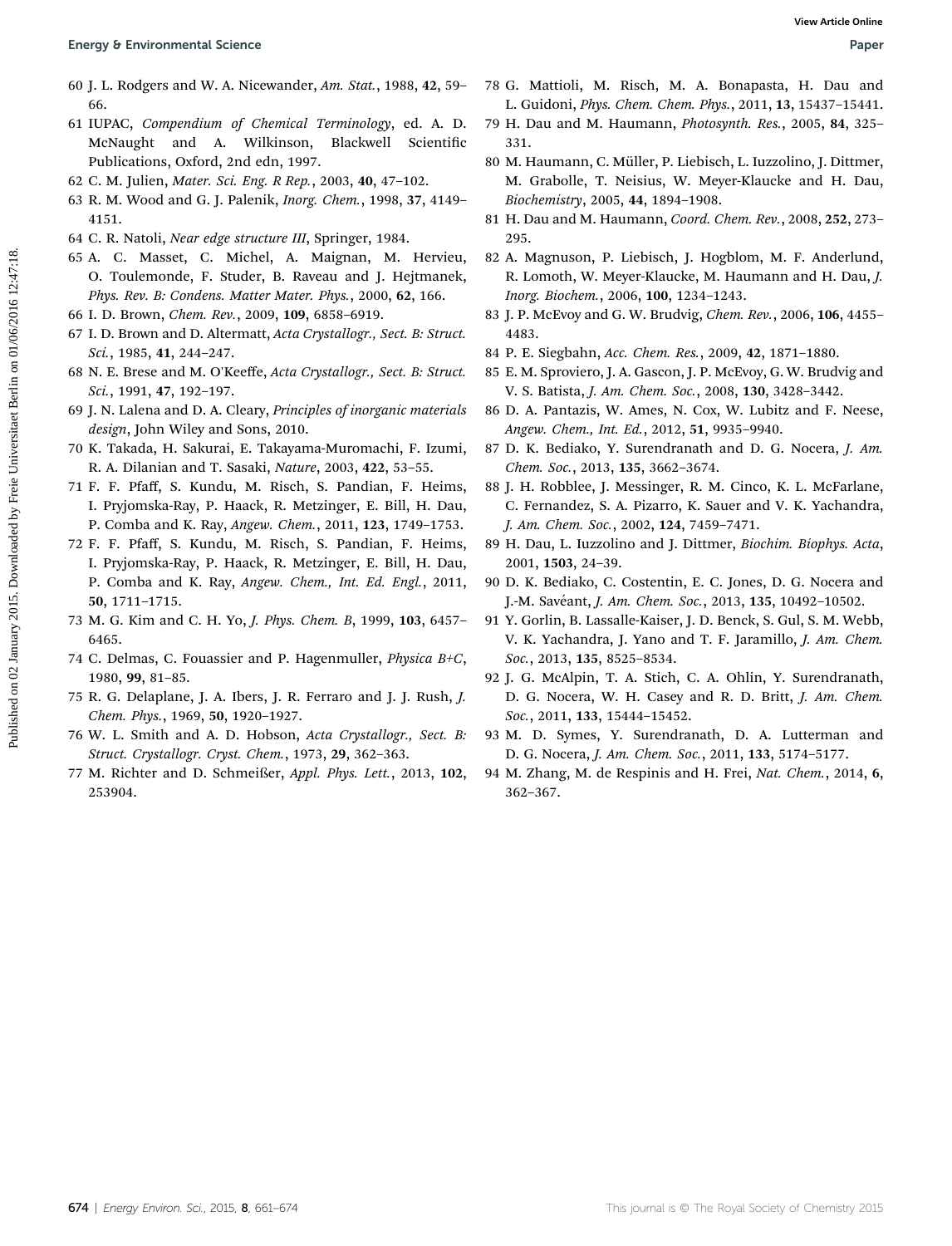60 J. L. Rodgers and W. A. Nicewander, *Am. Stat.*, 1988, **42**, 59–66.

61 IUPAC, *Compendium of Chemical Terminology*, ed. A. D. McNaught and A. Wilkinson, Blackwell Scientific Publications, Oxford, 2nd edn, 1997.

62 C. M. Julien, *Mater. Sci. Eng. R Rep.*, 2003, **40**, 47–102.

63 R. M. Wood and G. J. Palenik, *Inorg. Chem.*, 1998, **37**, 4149–4151.

64 C. R. Natoli, *Near edge structure III*, Springer, 1984.

65 A. C. Masset, C. Michel, A. Maignan, M. Hervieu, O. Toulemonde, F. Studer, B. Raveau and J. Hejtmanek, *Phys. Rev. B: Condens. Matter Mater. Phys.*, 2000, **62**, 166.

66 I. D. Brown, *Chem. Rev.*, 2009, **109**, 6858–6919.

67 I. D. Brown and D. Altermatt, *Acta Crystallogr., Sect. B: Struct. Sci.*, 1985, **41**, 244–247.

68 N. E. Brese and M. O'Keeffe, *Acta Crystallogr., Sect. B: Struct. Sci.*, 1991, **47**, 192–197.

69 J. N. Lalena and D. A. Cleary, *Principles of inorganic materials design*, John Wiley and Sons, 2010.

70 K. Takada, H. Sakurai, E. Takayama-Muromachi, F. Izumi, R. A. Dilanian and T. Sasaki, *Nature*, 2003, **422**, 53–55.

71 F. F. Pfaff, S. Kundu, M. Risch, S. Pandian, F. Heims, I. Pryjomska-Ray, P. Haack, R. Metzinger, E. Bill, H. Dau, P. Comba and K. Ray, *Angew. Chem.*, 2011, **123**, 1749–1753.

72 F. F. Pfaff, S. Kundu, M. Risch, S. Pandian, F. Heims, I. Pryjomska-Ray, P. Haack, R. Metzinger, E. Bill, H. Dau, P. Comba and K. Ray, *Angew. Chem., Int. Ed. Engl.*, 2011, **50**, 1711–1715.

73 M. G. Kim and C. H. Yo, *J. Phys. Chem. B*, 1999, **103**, 6457–6465.

74 C. Delmas, C. Fouassier and P. Hagenmuller, *Physica B+C*, 1980, **99**, 81–85.

75 R. G. Delaplane, J. A. Ibers, J. R. Ferraro and J. J. Rush, *J. Chem. Phys.*, 1969, **50**, 1920–1927.

76 W. L. Smith and A. D. Hobson, *Acta Crystallogr., Sect. B: Struct. Crystallogr. Cryst. Chem.*, 1973, **29**, 362–363.

77 M. Richter and D. Schmeißer, *Appl. Phys. Lett.*, 2013, **102**, 253904.

78 G. Mattioli, M. Risch, M. A. Bonapasta, H. Dau and L. Guidoni, *Phys. Chem. Chem. Phys.*, 2011, **13**, 15437–15441.

79 H. Dau and M. Haumann, *Photosynth. Res.*, 2005, **84**, 325–331.

80 M. Haumann, C. Müller, P. Liebisch, L. Iuzzolino, J. Dittmer, M. Grabolle, T. Neisius, W. Meyer-Klaucke and H. Dau, *Biochemistry*, 2005, **44**, 1894–1908.

81 H. Dau and M. Haumann, *Coord. Chem. Rev.*, 2008, **252**, 273–295.

82 A. Magnuson, P. Liebisch, J. Hogblom, M. F. Anderlund, R. Lomoth, W. Meyer-Klaucke, M. Haumann and H. Dau, *J. Inorg. Biochem.*, 2006, **100**, 1234–1243.

83 J. P. McEvoy and G. W. Brudvig, *Chem. Rev.*, 2006, **106**, 4455–4483.

84 P. E. Siegbahn, *Acc. Chem. Res.*, 2009, **42**, 1871–1880.

85 E. M. Sproviero, J. A. Gascon, J. P. McEvoy, G. W. Brudvig and V. S. Batista, *J. Am. Chem. Soc.*, 2008, **130**, 3428–3442.

86 D. A. Pantazis, W. Ames, N. Cox, W. Lubitz and F. Neese, *Angew. Chem., Int. Ed.*, 2012, **51**, 9935–9940.

87 D. K. Bediako, Y. Surendranath and D. G. Nocera, *J. Am. Chem. Soc.*, 2013, **135**, 3662–3674.

88 J. H. Robblee, J. Messinger, R. M. Cinco, K. L. McFarlane, C. Fernandez, S. A. Pizarro, K. Sauer and V. K. Yachandra, *J. Am. Chem. Soc.*, 2002, **124**, 7459–7471.

89 H. Dau, L. Iuzzolino and J. Dittmer, *Biochim. Biophys. Acta*, 2001, **1503**, 24–39.

90 D. K. Bediako, C. Costentin, E. C. Jones, D. G. Nocera and J.-M. Savéant, *J. Am. Chem. Soc.*, 2013, **135**, 10492–10502.

91 Y. Gorlin, B. Lassalle-Kaiser, J. D. Benck, S. Gul, S. M. Webb, V. K. Yachandra, J. Yano and T. F. Jaramillo, *J. Am. Chem. Soc.*, 2013, **135**, 8525–8534.

92 J. G. McAlpin, T. A. Stich, C. A. Ohlin, Y. Surendranath, D. G. Nocera, W. H. Casey and R. D. Britt, *J. Am. Chem. Soc.*, 2011, **133**, 15444–15452.

93 M. D. Symes, Y. Surendranath, D. A. Lutterman and D. G. Nocera, *J. Am. Chem. Soc.*, 2011, **133**, 5174–5177.

94 M. Zhang, M. de Respinis and H. Frei, *Nat. Chem.*, 2014, **6**, 362–367.